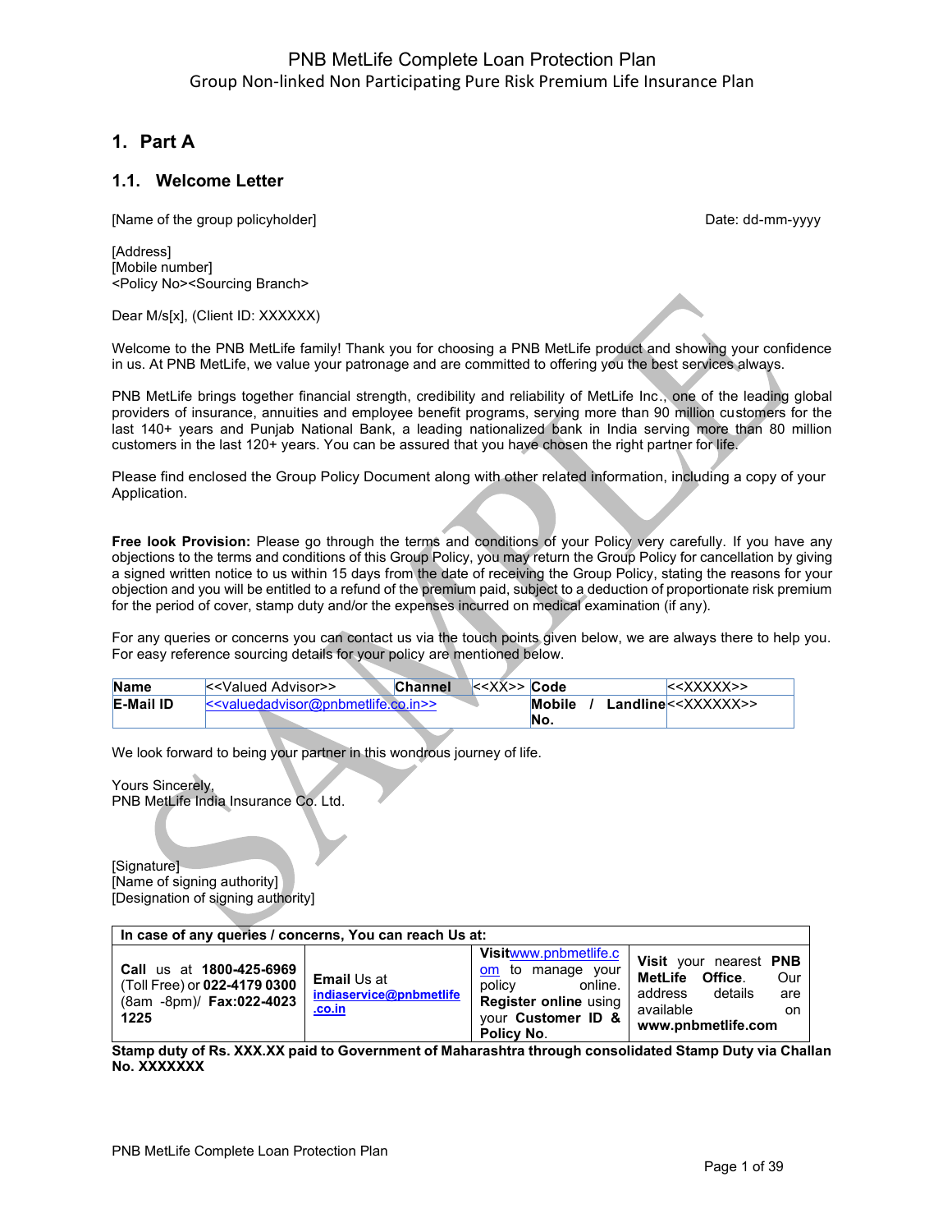PNB MetLife Complete Loan Protection Plan
Group Non-linked Non Participating Pure Risk Premium Life Insurance Plan

# 1. Part A

## 1.1. Welcome Letter

[Name of the group policyholder] Date: dd-mm-yyyy

[Address]
[Mobile number]
<Policy No><Sourcing Branch>

Dear M/s[x], (Client ID: XXXXXX)

Welcome to the PNB MetLife family! Thank you for choosing a PNB MetLife product and showing your confidence in us. At PNB MetLife, we value your patronage and are committed to offering you the best services always.

PNB MetLife brings together financial strength, credibility and reliability of MetLife Inc., one of the leading global providers of insurance, annuities and employee benefit programs, serving more than 90 million customers for the last 140+ years and Punjab National Bank, a leading nationalized bank in India serving more than 80 million customers in the last 120+ years. You can be assured that you have chosen the right partner for life.

Please find enclosed the Group Policy Document along with other related information, including a copy of your Application.

**Free look Provision:** Please go through the terms and conditions of your Policy very carefully. If you have any objections to the terms and conditions of this Group Policy, you may return the Group Policy for cancellation by giving a signed written notice to us within 15 days from the date of receiving the Group Policy, stating the reasons for your objection and you will be entitled to a refund of the premium paid, subject to a deduction of proportionate risk premium for the period of cover, stamp duty and/or the expenses incurred on medical examination (if any).

For any queries or concerns you can contact us via the touch points given below, we are always there to help you. For easy reference sourcing details for your policy are mentioned below.

| **Name** | <<Valued Advisor>> | **Channel** | <<XX>> | **Code** | <<XXXXX>> |
|---|---|---|---|---|---|
| **E-Mail ID** | <<valuedadvisor@pnbmetlife.co.in>> | | | **Mobile / Landline No.** | <<XXXXXX>> |

We look forward to being your partner in this wondrous journey of life.

Yours Sincerely,
PNB MetLife India Insurance Co. Ltd.

[Signature]
[Name of signing authority]
[Designation of signing authority]

| **In case of any queries / concerns, You can reach Us at:** | | | |
|---|---|---|---|
| **Call** us at **1800-425-6969** (Toll Free) or **022-4179 0300** (8am -8pm)/ **Fax:022-4023 1225** | **Email** Us at **indiaservice@pnbmetlife.co.in** | **Visit** www.pnbmetlife.com to manage your policy online. **Register online** using your **Customer ID & Policy No**. | **Visit** your nearest **PNB MetLife Office**. Our address details are available on **www.pnbmetlife.com** |

**Stamp duty of Rs. XXX.XX paid to Government of Maharashtra through consolidated Stamp Duty via Challan No. XXXXXXX**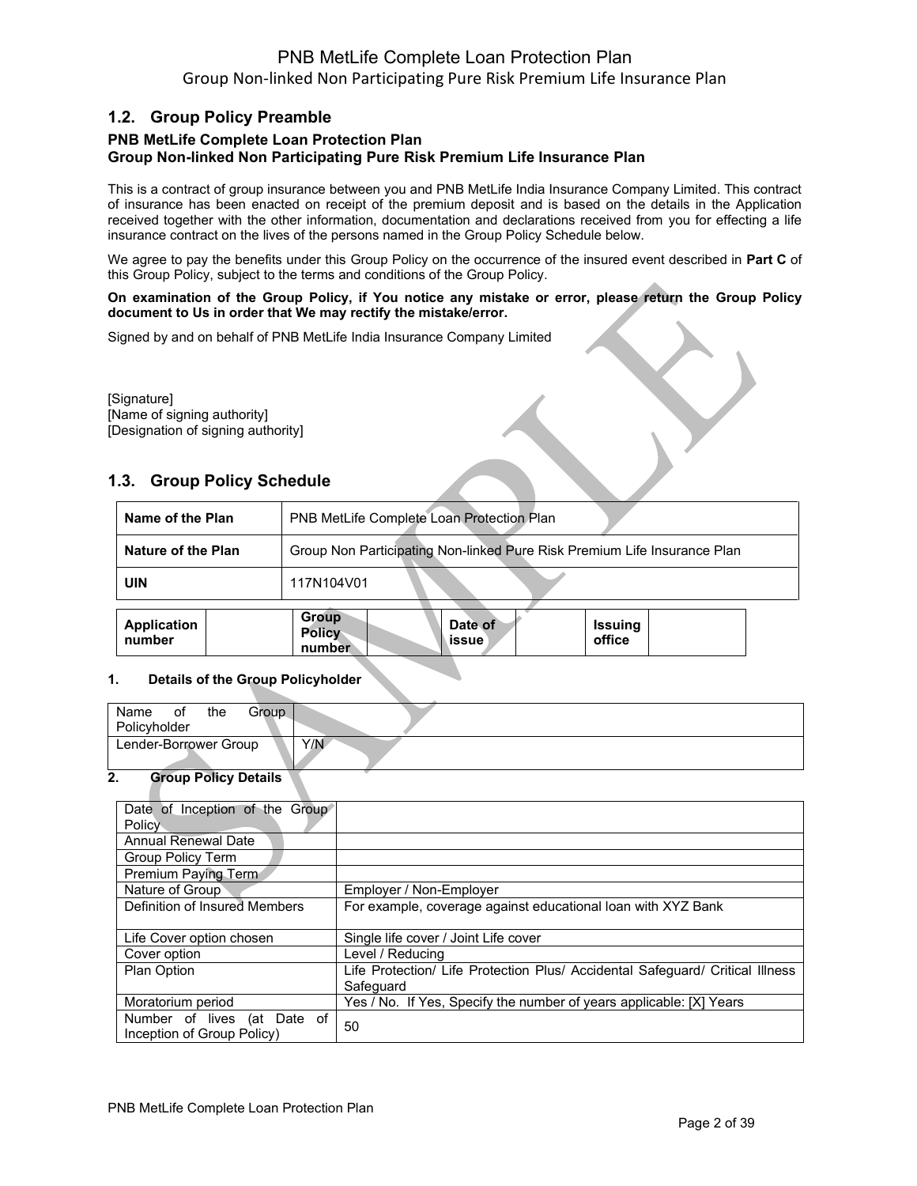## 1.2. Group Policy Preamble

**PNB MetLife Complete Loan Protection Plan**
**Group Non-linked Non Participating Pure Risk Premium Life Insurance Plan**

This is a contract of group insurance between you and PNB MetLife India Insurance Company Limited. This contract of insurance has been enacted on receipt of the premium deposit and is based on the details in the Application received together with the other information, documentation and declarations received from you for effecting a life insurance contract on the lives of the persons named in the Group Policy Schedule below.

We agree to pay the benefits under this Group Policy on the occurrence of the insured event described in **Part C** of this Group Policy, subject to the terms and conditions of the Group Policy.

**On examination of the Group Policy, if You notice any mistake or error, please return the Group Policy document to Us in order that We may rectify the mistake/error.**

Signed by and on behalf of PNB MetLife India Insurance Company Limited

[Signature]
[Name of signing authority]
[Designation of signing authority]

## 1.3. Group Policy Schedule

| **Name of the Plan** | PNB MetLife Complete Loan Protection Plan |
|---|---|
| **Nature of the Plan** | Group Non Participating Non-linked Pure Risk Premium Life Insurance Plan |
| **UIN** | 117N104V01 |

| **Application number** | | **Group Policy number** | | **Date of issue** | | **Issuing office** | |
|---|---|---|---|---|---|---|---|

**1. Details of the Group Policyholder**

| Name of the Group Policyholder | |
|---|---|
| Lender-Borrower Group | Y/N |

**2. Group Policy Details**

| Date of Inception of the Group Policy | |
|---|---|
| Annual Renewal Date | |
| Group Policy Term | |
| Premium Paying Term | |
| Nature of Group | Employer / Non-Employer |
| Definition of Insured Members | For example, coverage against educational loan with XYZ Bank |
| Life Cover option chosen | Single life cover / Joint Life cover |
| Cover option | Level / Reducing |
| Plan Option | Life Protection/ Life Protection Plus/ Accidental Safeguard/ Critical Illness Safeguard |
| Moratorium period | Yes / No. If Yes, Specify the number of years applicable: [X] Years |
| Number of lives (at Date of Inception of Group Policy) | 50 |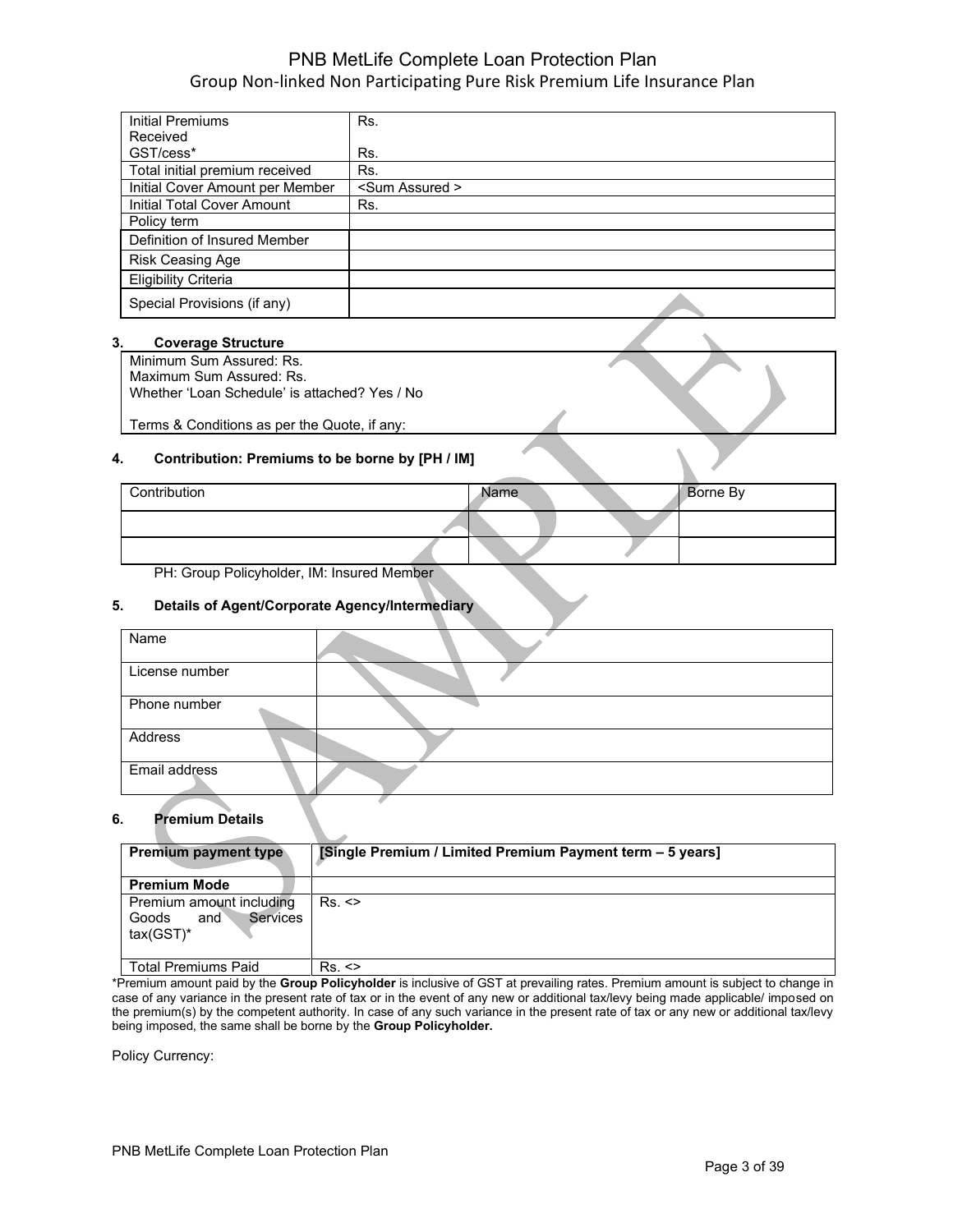| Initial Premiums Received | Rs. |
|---|---|
| GST/cess* | Rs. |
| Total initial premium received | Rs. |
| Initial Cover Amount per Member | <Sum Assured > |
| Initial Total Cover Amount | Rs. |
| Policy term | |
| Definition of Insured Member | |
| Risk Ceasing Age | |
| Eligibility Criteria | |
| Special Provisions (if any) | |

### 3. Coverage Structure

Minimum Sum Assured: Rs.
Maximum Sum Assured: Rs.
Whether 'Loan Schedule' is attached? Yes / No

Terms & Conditions as per the Quote, if any:

### 4. Contribution: Premiums to be borne by [PH / IM]

| Contribution | Name | Borne By |
|---|---|---|
| | | |
| | | |

PH: Group Policyholder, IM: Insured Member

### 5. Details of Agent/Corporate Agency/Intermediary

| Name | |
|---|---|
| License number | |
| Phone number | |
| Address | |
| Email address | |

### 6. Premium Details

| **Premium payment type** | **[Single Premium / Limited Premium Payment term – 5 years]** |
|---|---|
| **Premium Mode** | |
| Premium amount including Goods and Services tax(GST)* | Rs. <> |
| Total Premiums Paid | Rs. <> |

*Premium amount paid by the **Group Policyholder** is inclusive of GST at prevailing rates. Premium amount is subject to change in case of any variance in the present rate of tax or in the event of any new or additional tax/levy being made applicable/ imposed on the premium(s) by the competent authority. In case of any such variance in the present rate of tax or any new or additional tax/levy being imposed, the same shall be borne by the **Group Policyholder.**

Policy Currency: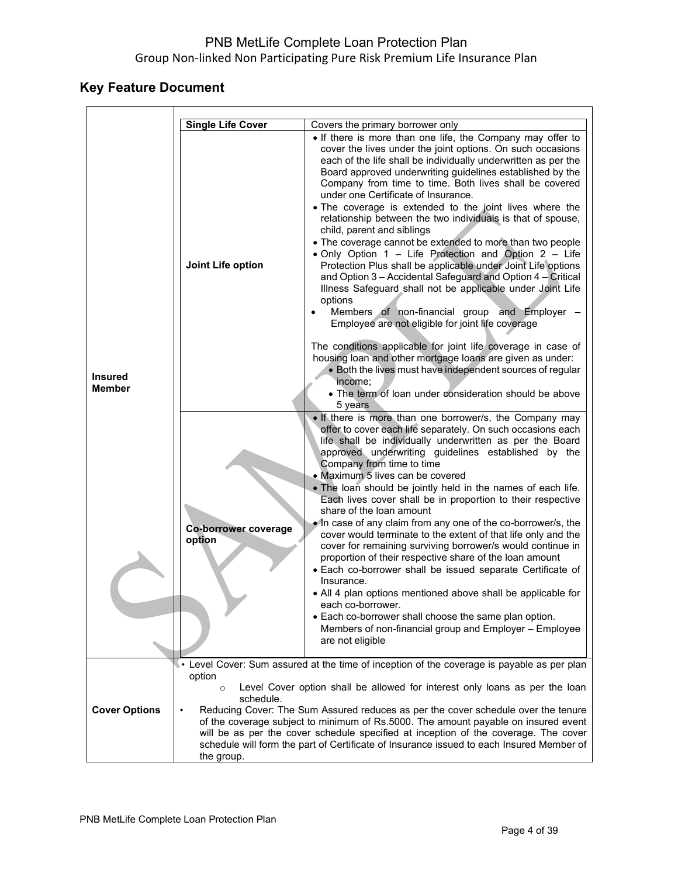## Key Feature Document

<table>
<tr>
<td rowspan="3"><strong>Insured Member</strong></td>
<td><strong>Single Life Cover</strong></td>
<td>Covers the primary borrower only</td>
</tr>
<tr>
<td><strong>Joint Life option</strong></td>
<td>
<ul>
<li>If there is more than one life, the Company may offer to cover the lives under the joint options. On such occasions each of the life shall be individually underwritten as per the Board approved underwriting guidelines established by the Company from time to time. Both lives shall be covered under one Certificate of Insurance.</li>
<li>The coverage is extended to the joint lives where the relationship between the two individuals is that of spouse, child, parent and siblings</li>
<li>The coverage cannot be extended to more than two people</li>
<li>Only Option 1 – Life Protection and Option 2 – Life Protection Plus shall be applicable under Joint Life options and Option 3 – Accidental Safeguard and Option 4 – Critical Illness Safeguard shall not be applicable under Joint Life options</li>
<li>Members of non-financial group and Employer – Employee are not eligible for joint life coverage</li>
</ul>
<p>The conditions applicable for joint life coverage in case of housing loan and other mortgage loans are given as under:</p>
<ul>
<li>Both the lives must have independent sources of regular income;</li>
<li>The term of loan under consideration should be above 5 years</li>
</ul>
</td>
</tr>
<tr>
<td><strong>Co-borrower coverage option</strong></td>
<td>
<ul>
<li>If there is more than one borrower/s, the Company may offer to cover each life separately. On such occasions each life shall be individually underwritten as per the Board approved underwriting guidelines established by the Company from time to time</li>
<li>Maximum 5 lives can be covered</li>
<li>The loan should be jointly held in the names of each life. Each lives cover shall be in proportion to their respective share of the loan amount</li>
<li>In case of any claim from any one of the co-borrower/s, the cover would terminate to the extent of that life only and the cover for remaining surviving borrower/s would continue in proportion of their respective share of the loan amount</li>
<li>Each co-borrower shall be issued separate Certificate of Insurance.</li>
<li>All 4 plan options mentioned above shall be applicable for each co-borrower.</li>
<li>Each co-borrower shall choose the same plan option. Members of non-financial group and Employer – Employee are not eligible</li>
</ul>
</td>
</tr>
<tr>
<td><strong>Cover Options</strong></td>
<td colspan="2">
<ul>
<li>Level Cover: Sum assured at the time of inception of the coverage is payable as per plan option
<ul>
<li>Level Cover option shall be allowed for interest only loans as per the loan schedule.</li>
</ul>
</li>
<li>Reducing Cover: The Sum Assured reduces as per the cover schedule over the tenure of the coverage subject to minimum of Rs.5000. The amount payable on insured event will be as per the cover schedule specified at inception of the coverage. The cover schedule will form the part of Certificate of Insurance issued to each Insured Member of the group.</li>
</ul>
</td>
</tr>
</table>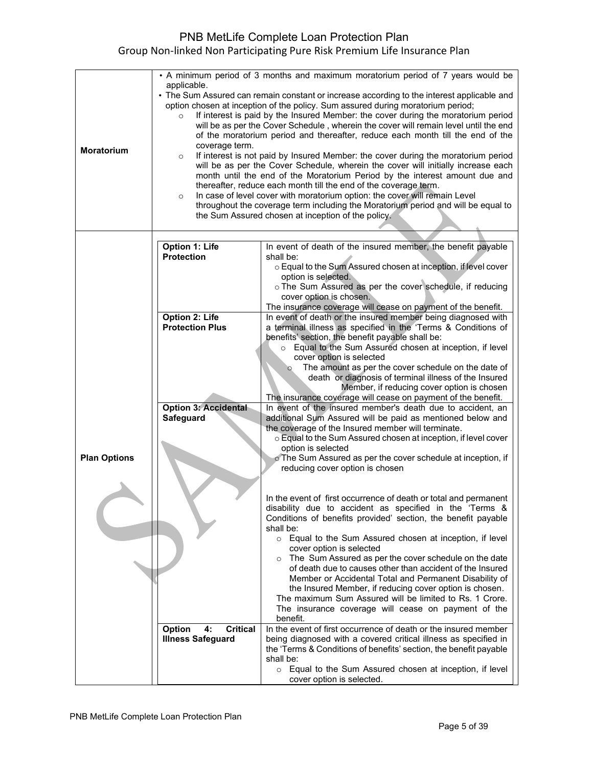| | |
|---|---|
| **Moratorium** | • A minimum period of 3 months and maximum moratorium period of 7 years would be applicable.<br>• The Sum Assured can remain constant or increase according to the interest applicable and option chosen at inception of the policy. Sum assured during moratorium period;<br>○ If interest is paid by the Insured Member: the cover during the moratorium period will be as per the Cover Schedule , wherein the cover will remain level until the end of the moratorium period and thereafter, reduce each month till the end of the coverage term.<br>○ If interest is not paid by Insured Member: the cover during the moratorium period will be as per the Cover Schedule, wherein the cover will initially increase each month until the end of the Moratorium Period by the interest amount due and thereafter, reduce each month till the end of the coverage term.<br>○ In case of level cover with moratorium option: the cover will remain Level throughout the coverage term including the Moratorium period and will be equal to the Sum Assured chosen at inception of the policy. |
| **Plan Options** | **Option 1: Life Protection** — In event of death of the insured member, the benefit payable shall be:<br>○ Equal to the Sum Assured chosen at inception, if level cover option is selected.<br>○ The Sum Assured as per the cover schedule, if reducing cover option is chosen.<br>The insurance coverage will cease on payment of the benefit.<br><br>**Option 2: Life Protection Plus** — In event of death or the insured member being diagnosed with a terminal illness as specified in the 'Terms & Conditions of benefits' section, the benefit payable shall be:<br>○ Equal to the Sum Assured chosen at inception, if level cover option is selected<br>○ The amount as per the cover schedule on the date of death or diagnosis of terminal illness of the Insured Member, if reducing cover option is chosen<br>The insurance coverage will cease on payment of the benefit.<br><br>**Option 3: Accidental Safeguard** — In event of the insured member's death due to accident, an additional Sum Assured will be paid as mentioned below and the coverage of the Insured member will terminate.<br>○ Equal to the Sum Assured chosen at inception, if level cover option is selected<br>○ The Sum Assured as per the cover schedule at inception, if reducing cover option is chosen<br><br>In the event of first occurrence of death or total and permanent disability due to accident as specified in the 'Terms & Conditions of benefits provided' section, the benefit payable shall be:<br>○ Equal to the Sum Assured chosen at inception, if level cover option is selected<br>○ The Sum Assured as per the cover schedule on the date of death due to causes other than accident of the Insured Member or Accidental Total and Permanent Disability of the Insured Member, if reducing cover option is chosen.<br>The maximum Sum Assured will be limited to Rs. 1 Crore. The insurance coverage will cease on payment of the benefit.<br><br>**Option 4: Critical Illness Safeguard** — In the event of first occurrence of death or the insured member being diagnosed with a covered critical illness as specified in the 'Terms & Conditions of benefits' section, the benefit payable shall be:<br>○ Equal to the Sum Assured chosen at inception, if level cover option is selected. |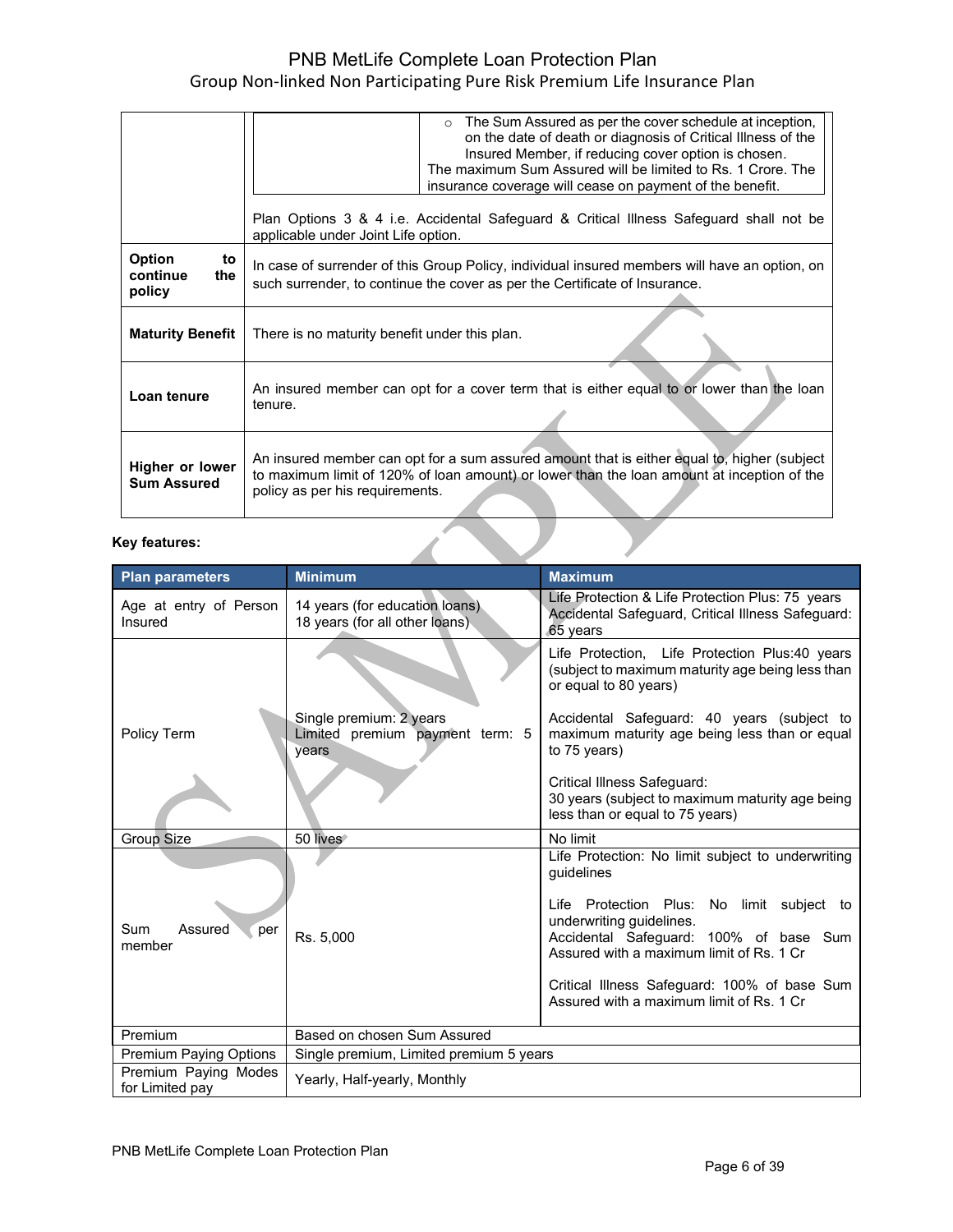| | | |
|---|---|---|
| | | ○ The Sum Assured as per the cover schedule at inception, on the date of death or diagnosis of Critical Illness of the Insured Member, if reducing cover option is chosen.<br>The maximum Sum Assured will be limited to Rs. 1 Crore. The insurance coverage will cease on payment of the benefit. |
| | Plan Options 3 & 4 i.e. Accidental Safeguard & Critical Illness Safeguard shall not be applicable under Joint Life option. | |
| **Option to continue the policy** | In case of surrender of this Group Policy, individual insured members will have an option, on such surrender, to continue the cover as per the Certificate of Insurance. | |
| **Maturity Benefit** | There is no maturity benefit under this plan. | |
| **Loan tenure** | An insured member can opt for a cover term that is either equal to or lower than the loan tenure. | |
| **Higher or lower Sum Assured** | An insured member can opt for a sum assured amount that is either equal to, higher (subject to maximum limit of 120% of loan amount) or lower than the loan amount at inception of the policy as per his requirements. | |

**Key features:**

| Plan parameters | Minimum | Maximum |
|---|---|---|
| Age at entry of Person Insured | 14 years (for education loans)<br>18 years (for all other loans) | Life Protection & Life Protection Plus: 75 years<br>Accidental Safeguard, Critical Illness Safeguard: 65 years |
| Policy Term | Single premium: 2 years<br>Limited premium payment term: 5 years | Life Protection, Life Protection Plus:40 years (subject to maximum maturity age being less than or equal to 80 years)<br><br>Accidental Safeguard: 40 years (subject to maximum maturity age being less than or equal to 75 years)<br><br>Critical Illness Safeguard:<br>30 years (subject to maximum maturity age being less than or equal to 75 years) |
| Group Size | 50 lives | No limit |
| Sum Assured per member | Rs. 5,000 | Life Protection: No limit subject to underwriting guidelines<br><br>Life Protection Plus: No limit subject to underwriting guidelines.<br>Accidental Safeguard: 100% of base Sum Assured with a maximum limit of Rs. 1 Cr<br><br>Critical Illness Safeguard: 100% of base Sum Assured with a maximum limit of Rs. 1 Cr |
| Premium | Based on chosen Sum Assured | |
| Premium Paying Options | Single premium, Limited premium 5 years | |
| Premium Paying Modes for Limited pay | Yearly, Half-yearly, Monthly | |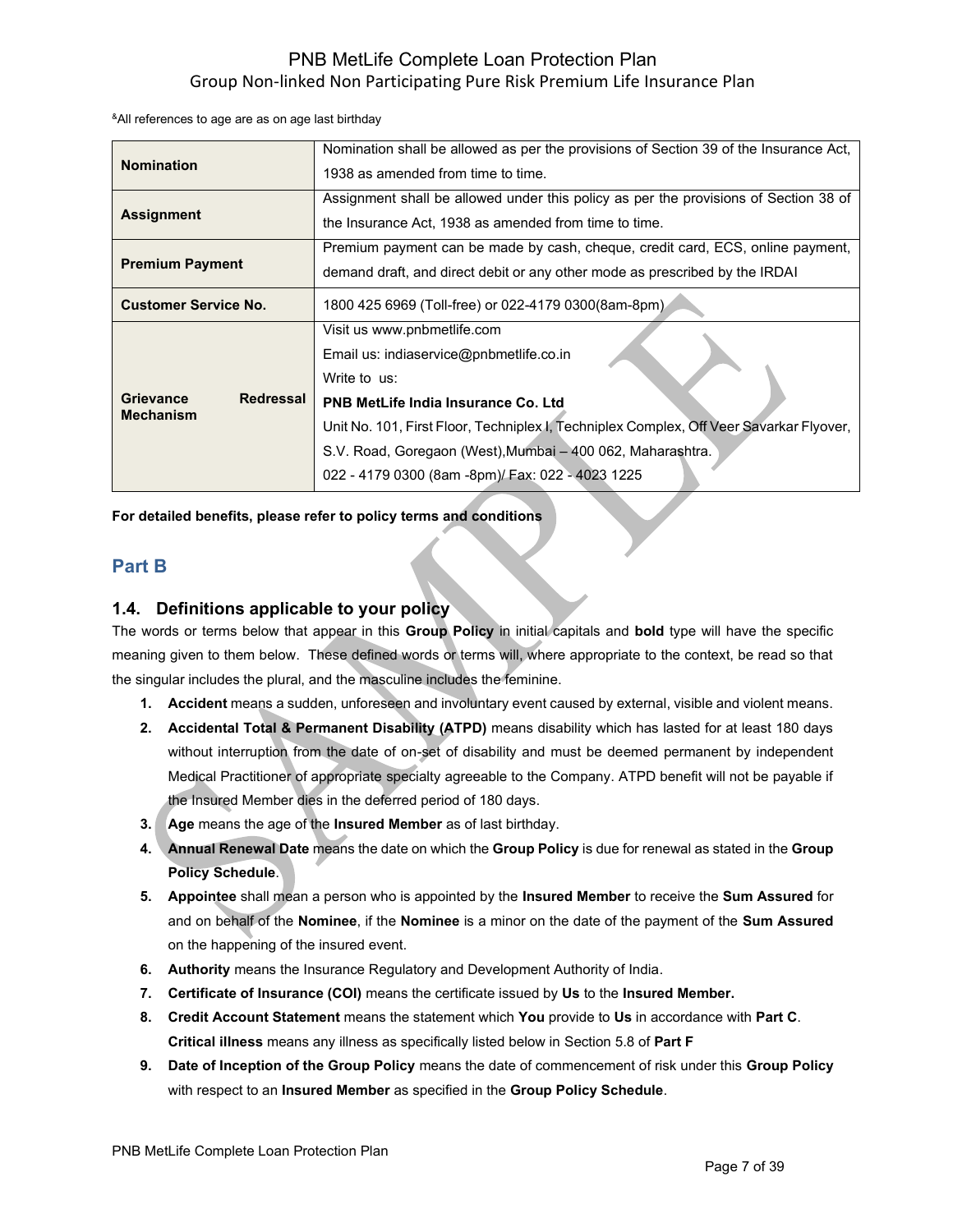&All references to age are as on age last birthday

| | |
|---|---|
| **Nomination** | Nomination shall be allowed as per the provisions of Section 39 of the Insurance Act, 1938 as amended from time to time. |
| **Assignment** | Assignment shall be allowed under this policy as per the provisions of Section 38 of the Insurance Act, 1938 as amended from time to time. |
| **Premium Payment** | Premium payment can be made by cash, cheque, credit card, ECS, online payment, demand draft, and direct debit or any other mode as prescribed by the IRDAI |
| **Customer Service No.** | 1800 425 6969 (Toll-free) or 022-4179 0300(8am-8pm) |
| **Grievance Redressal Mechanism** | Visit us www.pnbmetlife.com<br>Email us: indiaservice@pnbmetlife.co.in<br>Write to us:<br>**PNB MetLife India Insurance Co. Ltd**<br>Unit No. 101, First Floor, Techniplex I, Techniplex Complex, Off Veer Savarkar Flyover, S.V. Road, Goregaon (West),Mumbai – 400 062, Maharashtra.<br>022 - 4179 0300 (8am -8pm)/ Fax: 022 - 4023 1225 |

**For detailed benefits, please refer to policy terms and conditions**

## Part B

### 1.4. Definitions applicable to your policy

The words or terms below that appear in this **Group Policy** in initial capitals and **bold** type will have the specific meaning given to them below. These defined words or terms will, where appropriate to the context, be read so that the singular includes the plural, and the masculine includes the feminine.

1. **Accident** means a sudden, unforeseen and involuntary event caused by external, visible and violent means.
2. **Accidental Total & Permanent Disability (ATPD)** means disability which has lasted for at least 180 days without interruption from the date of on-set of disability and must be deemed permanent by independent Medical Practitioner of appropriate specialty agreeable to the Company. ATPD benefit will not be payable if the Insured Member dies in the deferred period of 180 days.
3. **Age** means the age of the **Insured Member** as of last birthday.
4. **Annual Renewal Date** means the date on which the **Group Policy** is due for renewal as stated in the **Group Policy Schedule**.
5. **Appointee** shall mean a person who is appointed by the **Insured Member** to receive the **Sum Assured** for and on behalf of the **Nominee**, if the **Nominee** is a minor on the date of the payment of the **Sum Assured** on the happening of the insured event.
6. **Authority** means the Insurance Regulatory and Development Authority of India.
7. **Certificate of Insurance (COI)** means the certificate issued by **Us** to the **Insured Member.**
8. **Credit Account Statement** means the statement which **You** provide to **Us** in accordance with **Part C**.
   **Critical illness** means any illness as specifically listed below in Section 5.8 of **Part F**
9. **Date of Inception of the Group Policy** means the date of commencement of risk under this **Group Policy** with respect to an **Insured Member** as specified in the **Group Policy Schedule**.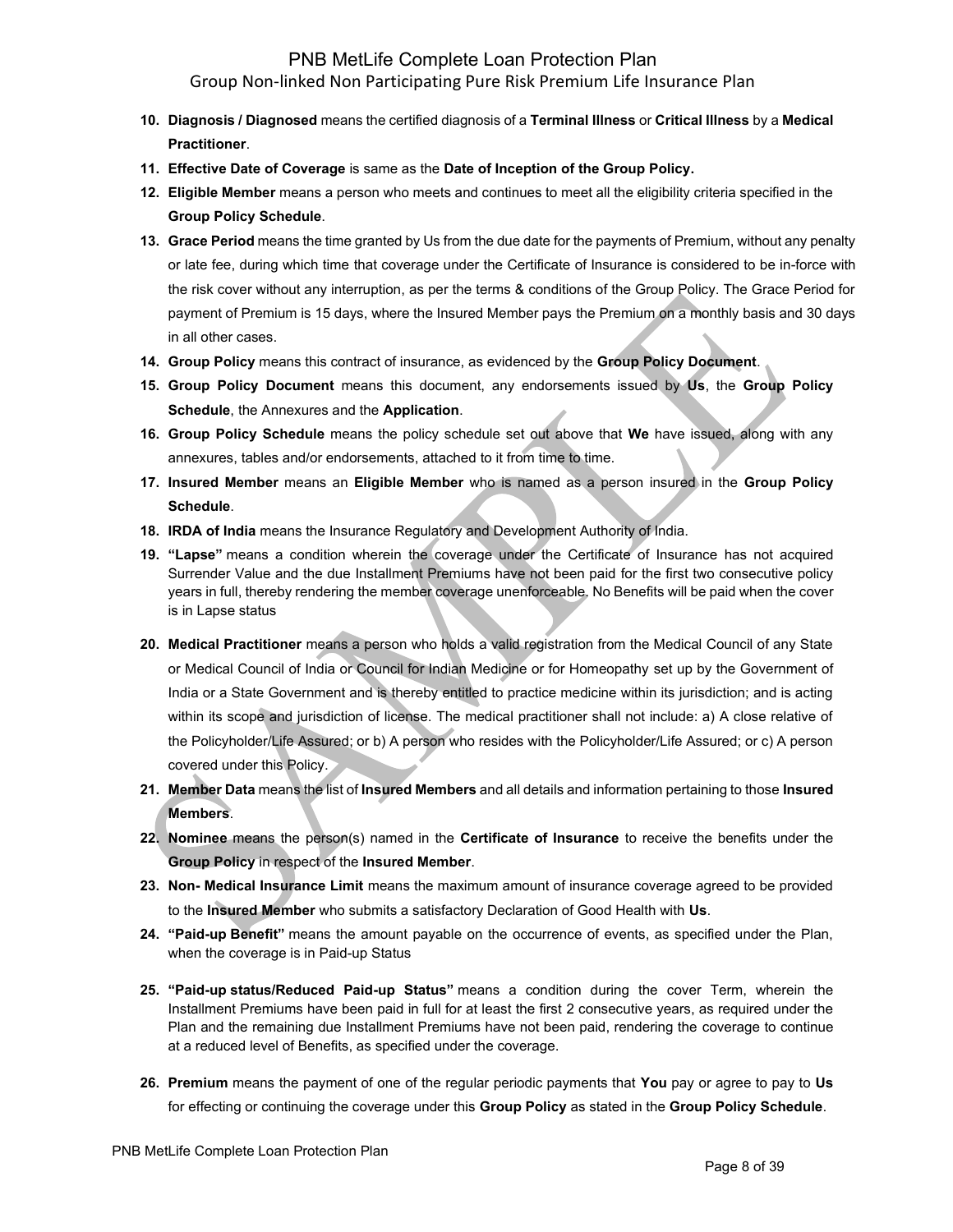10. **Diagnosis / Diagnosed** means the certified diagnosis of a **Terminal Illness** or **Critical Illness** by a **Medical Practitioner**.
11. **Effective Date of Coverage** is same as the **Date of Inception of the Group Policy.**
12. **Eligible Member** means a person who meets and continues to meet all the eligibility criteria specified in the **Group Policy Schedule**.
13. **Grace Period** means the time granted by Us from the due date for the payments of Premium, without any penalty or late fee, during which time that coverage under the Certificate of Insurance is considered to be in-force with the risk cover without any interruption, as per the terms & conditions of the Group Policy. The Grace Period for payment of Premium is 15 days, where the Insured Member pays the Premium on a monthly basis and 30 days in all other cases.
14. **Group Policy** means this contract of insurance, as evidenced by the **Group Policy Document**.
15. **Group Policy Document** means this document, any endorsements issued by **Us**, the **Group Policy Schedule**, the Annexures and the **Application**.
16. **Group Policy Schedule** means the policy schedule set out above that **We** have issued, along with any annexures, tables and/or endorsements, attached to it from time to time.
17. **Insured Member** means an **Eligible Member** who is named as a person insured in the **Group Policy Schedule**.
18. **IRDA of India** means the Insurance Regulatory and Development Authority of India.
19. **"Lapse"** means a condition wherein the coverage under the Certificate of Insurance has not acquired Surrender Value and the due Installment Premiums have not been paid for the first two consecutive policy years in full, thereby rendering the member coverage unenforceable. No Benefits will be paid when the cover is in Lapse status
20. **Medical Practitioner** means a person who holds a valid registration from the Medical Council of any State or Medical Council of India or Council for Indian Medicine or for Homeopathy set up by the Government of India or a State Government and is thereby entitled to practice medicine within its jurisdiction; and is acting within its scope and jurisdiction of license. The medical practitioner shall not include: a) A close relative of the Policyholder/Life Assured; or b) A person who resides with the Policyholder/Life Assured; or c) A person covered under this Policy.
21. **Member Data** means the list of **Insured Members** and all details and information pertaining to those **Insured Members**.
22. **Nominee** means the person(s) named in the **Certificate of Insurance** to receive the benefits under the **Group Policy** in respect of the **Insured Member**.
23. **Non- Medical Insurance Limit** means the maximum amount of insurance coverage agreed to be provided to the **Insured Member** who submits a satisfactory Declaration of Good Health with **Us**.
24. **"Paid-up Benefit"** means the amount payable on the occurrence of events, as specified under the Plan, when the coverage is in Paid-up Status
25. **"Paid-up status/Reduced Paid-up Status"** means a condition during the cover Term, wherein the Installment Premiums have been paid in full for at least the first 2 consecutive years, as required under the Plan and the remaining due Installment Premiums have not been paid, rendering the coverage to continue at a reduced level of Benefits, as specified under the coverage.
26. **Premium** means the payment of one of the regular periodic payments that **You** pay or agree to pay to **Us** for effecting or continuing the coverage under this **Group Policy** as stated in the **Group Policy Schedule**.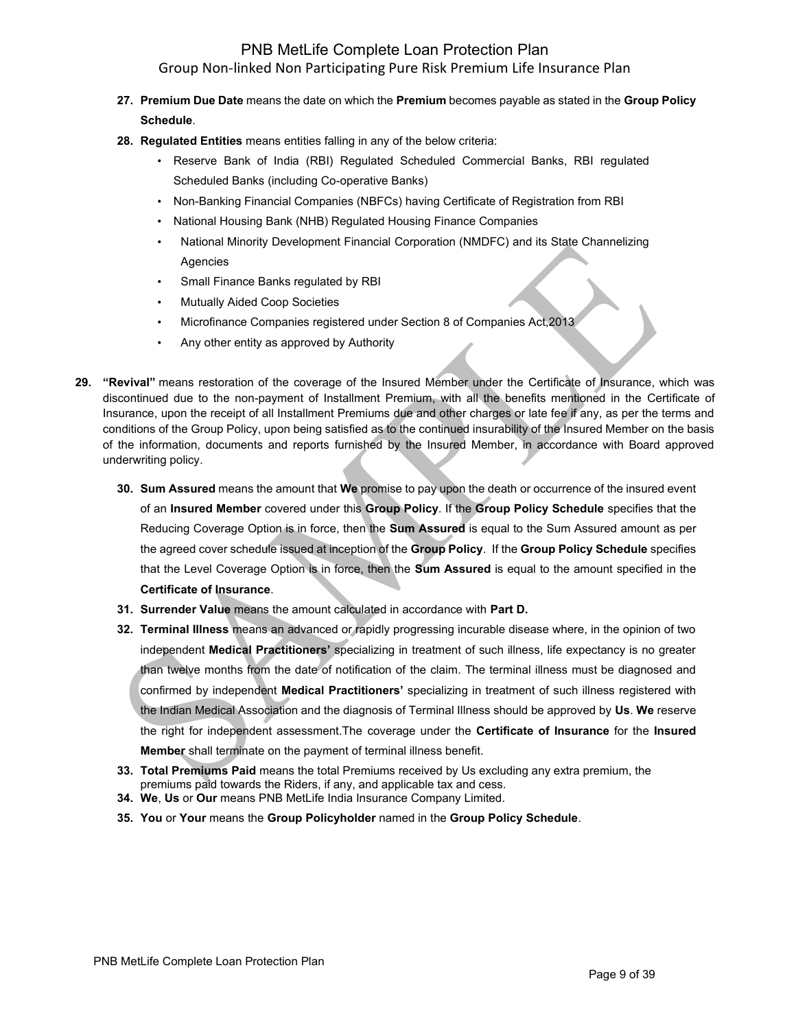27. **Premium Due Date** means the date on which the **Premium** becomes payable as stated in the **Group Policy Schedule**.
28. **Regulated Entities** means entities falling in any of the below criteria:
    - Reserve Bank of India (RBI) Regulated Scheduled Commercial Banks, RBI regulated Scheduled Banks (including Co-operative Banks)
    - Non-Banking Financial Companies (NBFCs) having Certificate of Registration from RBI
    - National Housing Bank (NHB) Regulated Housing Finance Companies
    - National Minority Development Financial Corporation (NMDFC) and its State Channelizing Agencies
    - Small Finance Banks regulated by RBI
    - Mutually Aided Coop Societies
    - Microfinance Companies registered under Section 8 of Companies Act,2013
    - Any other entity as approved by Authority
29. **"Revival"** means restoration of the coverage of the Insured Member under the Certificate of Insurance, which was discontinued due to the non-payment of Installment Premium, with all the benefits mentioned in the Certificate of Insurance, upon the receipt of all Installment Premiums due and other charges or late fee if any, as per the terms and conditions of the Group Policy, upon being satisfied as to the continued insurability of the Insured Member on the basis of the information, documents and reports furnished by the Insured Member, in accordance with Board approved underwriting policy.
30. **Sum Assured** means the amount that **We** promise to pay upon the death or occurrence of the insured event of an **Insured Member** covered under this **Group Policy**. If the **Group Policy Schedule** specifies that the Reducing Coverage Option is in force, then the **Sum Assured** is equal to the Sum Assured amount as per the agreed cover schedule issued at inception of the **Group Policy**. If the **Group Policy Schedule** specifies that the Level Coverage Option is in force, then the **Sum Assured** is equal to the amount specified in the **Certificate of Insurance**.
31. **Surrender Value** means the amount calculated in accordance with **Part D.**
32. **Terminal Illness** means an advanced or rapidly progressing incurable disease where, in the opinion of two independent **Medical Practitioners'** specializing in treatment of such illness, life expectancy is no greater than twelve months from the date of notification of the claim. The terminal illness must be diagnosed and confirmed by independent **Medical Practitioners'** specializing in treatment of such illness registered with the Indian Medical Association and the diagnosis of Terminal Illness should be approved by **Us**. **We** reserve the right for independent assessment.The coverage under the **Certificate of Insurance** for the **Insured Member** shall terminate on the payment of terminal illness benefit.
33. **Total Premiums Paid** means the total Premiums received by Us excluding any extra premium, the premiums paid towards the Riders, if any, and applicable tax and cess.
34. **We**, **Us** or **Our** means PNB MetLife India Insurance Company Limited.
35. **You** or **Your** means the **Group Policyholder** named in the **Group Policy Schedule**.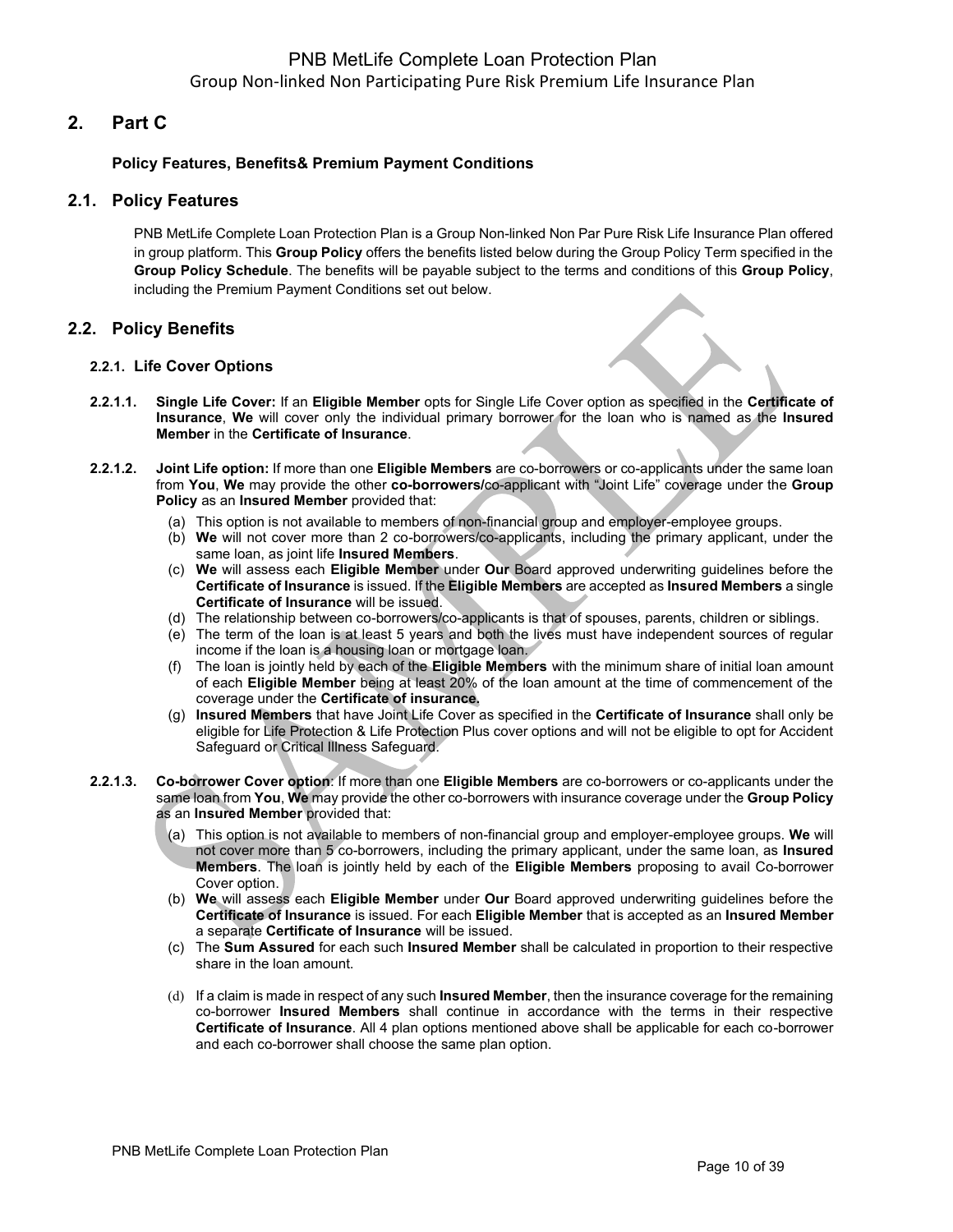## 2. Part C

**Policy Features, Benefits& Premium Payment Conditions**

## 2.1. Policy Features

PNB MetLife Complete Loan Protection Plan is a Group Non-linked Non Par Pure Risk Life Insurance Plan offered in group platform. This **Group Policy** offers the benefits listed below during the Group Policy Term specified in the **Group Policy Schedule**. The benefits will be payable subject to the terms and conditions of this **Group Policy**, including the Premium Payment Conditions set out below.

## 2.2. Policy Benefits

### 2.2.1. Life Cover Options

**2.2.1.1. Single Life Cover:** If an **Eligible Member** opts for Single Life Cover option as specified in the **Certificate of Insurance**, **We** will cover only the individual primary borrower for the loan who is named as the **Insured Member** in the **Certificate of Insurance**.

**2.2.1.2. Joint Life option:** If more than one **Eligible Members** are co-borrowers or co-applicants under the same loan from **You**, **We** may provide the other **co-borrowers/**co-applicant with "Joint Life" coverage under the **Group Policy** as an **Insured Member** provided that:

(a) This option is not available to members of non-financial group and employer-employee groups.
(b) **We** will not cover more than 2 co-borrowers/co-applicants, including the primary applicant, under the same loan, as joint life **Insured Members**.
(c) **We** will assess each **Eligible Member** under **Our** Board approved underwriting guidelines before the **Certificate of Insurance** is issued. If the **Eligible Members** are accepted as **Insured Members** a single **Certificate of Insurance** will be issued.
(d) The relationship between co-borrowers/co-applicants is that of spouses, parents, children or siblings.
(e) The term of the loan is at least 5 years and both the lives must have independent sources of regular income if the loan is a housing loan or mortgage loan.
(f) The loan is jointly held by each of the **Eligible Members** with the minimum share of initial loan amount of each **Eligible Member** being at least 20% of the loan amount at the time of commencement of the coverage under the **Certificate of insurance.**
(g) **Insured Members** that have Joint Life Cover as specified in the **Certificate of Insurance** shall only be eligible for Life Protection & Life Protection Plus cover options and will not be eligible to opt for Accident Safeguard or Critical Illness Safeguard.

**2.2.1.3. Co-borrower Cover option**: If more than one **Eligible Members** are co-borrowers or co-applicants under the same loan from **You**, **We** may provide the other co-borrowers with insurance coverage under the **Group Policy** as an **Insured Member** provided that:

(a) This option is not available to members of non-financial group and employer-employee groups. **We** will not cover more than 5 co-borrowers, including the primary applicant, under the same loan, as **Insured Members**. The loan is jointly held by each of the **Eligible Members** proposing to avail Co-borrower Cover option.
(b) **We** will assess each **Eligible Member** under **Our** Board approved underwriting guidelines before the **Certificate of Insurance** is issued. For each **Eligible Member** that is accepted as an **Insured Member** a separate **Certificate of Insurance** will be issued.
(c) The **Sum Assured** for each such **Insured Member** shall be calculated in proportion to their respective share in the loan amount.
(d) If a claim is made in respect of any such **Insured Member**, then the insurance coverage for the remaining co-borrower **Insured Members** shall continue in accordance with the terms in their respective **Certificate of Insurance**. All 4 plan options mentioned above shall be applicable for each co-borrower and each co-borrower shall choose the same plan option.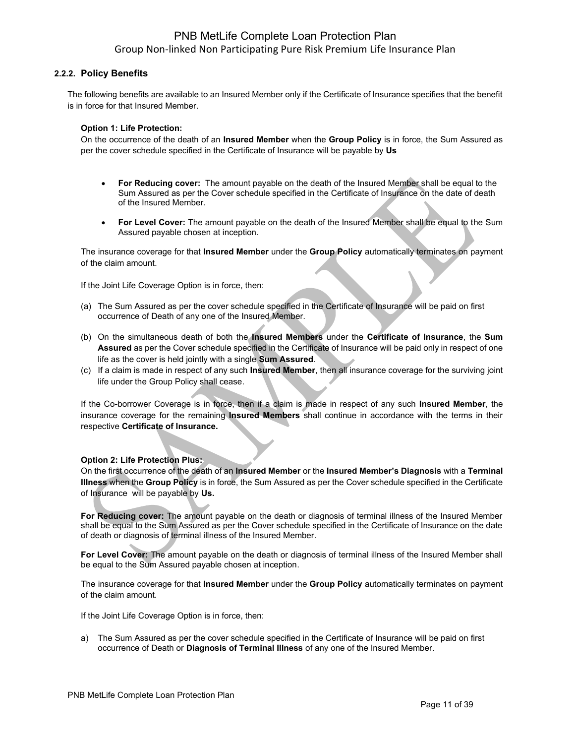### 2.2.2. Policy Benefits

The following benefits are available to an Insured Member only if the Certificate of Insurance specifies that the benefit is in force for that Insured Member.

**Option 1: Life Protection:**
On the occurrence of the death of an **Insured Member** when the **Group Policy** is in force, the Sum Assured as per the cover schedule specified in the Certificate of Insurance will be payable by **Us**

- **For Reducing cover:** The amount payable on the death of the Insured Member shall be equal to the Sum Assured as per the Cover schedule specified in the Certificate of Insurance on the date of death of the Insured Member.
- **For Level Cover:** The amount payable on the death of the Insured Member shall be equal to the Sum Assured payable chosen at inception.

The insurance coverage for that **Insured Member** under the **Group Policy** automatically terminates on payment of the claim amount.

If the Joint Life Coverage Option is in force, then:

(a) The Sum Assured as per the cover schedule specified in the Certificate of Insurance will be paid on first occurrence of Death of any one of the Insured Member.

(b) On the simultaneous death of both the **Insured Members** under the **Certificate of Insurance**, the **Sum Assured** as per the Cover schedule specified in the Certificate of Insurance will be paid only in respect of one life as the cover is held jointly with a single **Sum Assured**.

(c) If a claim is made in respect of any such **Insured Member**, then all insurance coverage for the surviving joint life under the Group Policy shall cease.

If the Co-borrower Coverage is in force, then if a claim is made in respect of any such **Insured Member**, the insurance coverage for the remaining **Insured Members** shall continue in accordance with the terms in their respective **Certificate of Insurance.**

**Option 2: Life Protection Plus:**
On the first occurrence of the death of an **Insured Member** or the **Insured Member's Diagnosis** with a **Terminal Illness** when the **Group Policy** is in force, the Sum Assured as per the Cover schedule specified in the Certificate of Insurance will be payable by **Us.**

**For Reducing cover:** The amount payable on the death or diagnosis of terminal illness of the Insured Member shall be equal to the Sum Assured as per the Cover schedule specified in the Certificate of Insurance on the date of death or diagnosis of terminal illness of the Insured Member.

**For Level Cover:** The amount payable on the death or diagnosis of terminal illness of the Insured Member shall be equal to the Sum Assured payable chosen at inception.

The insurance coverage for that **Insured Member** under the **Group Policy** automatically terminates on payment of the claim amount.

If the Joint Life Coverage Option is in force, then:

a) The Sum Assured as per the cover schedule specified in the Certificate of Insurance will be paid on first occurrence of Death or **Diagnosis of Terminal Illness** of any one of the Insured Member.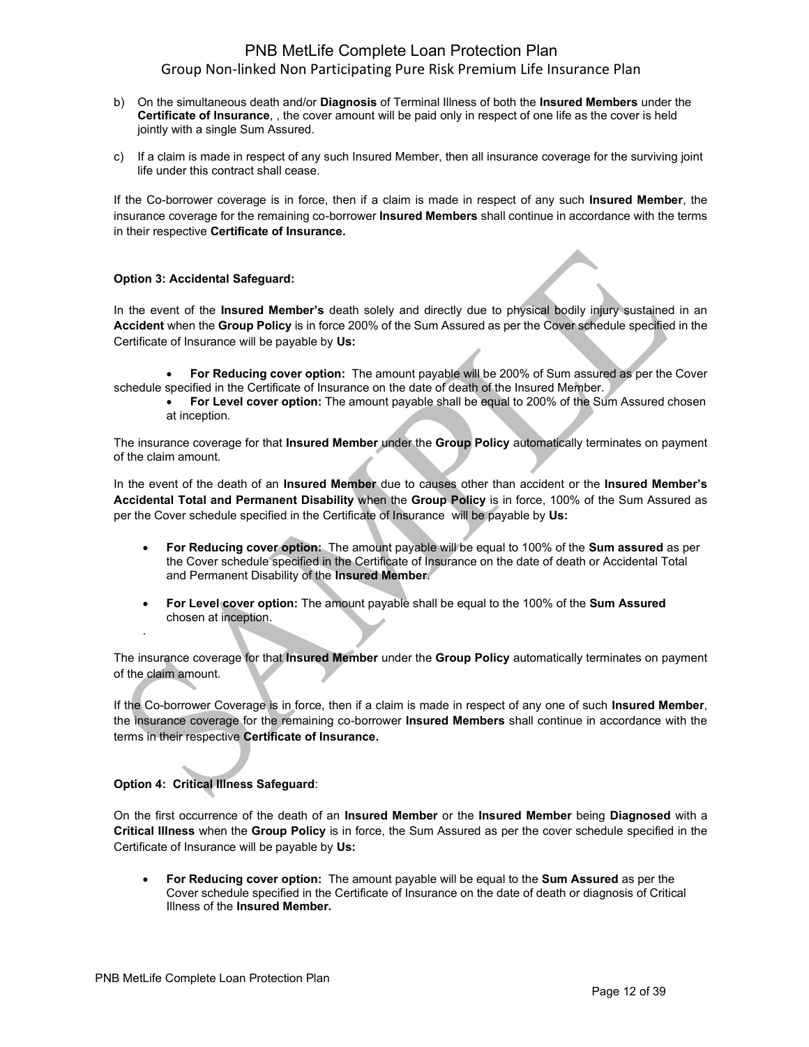b) On the simultaneous death and/or **Diagnosis** of Terminal Illness of both the **Insured Members** under the **Certificate of Insurance**, , the cover amount will be paid only in respect of one life as the cover is held jointly with a single Sum Assured.

c) If a claim is made in respect of any such Insured Member, then all insurance coverage for the surviving joint life under this contract shall cease.

If the Co-borrower coverage is in force, then if a claim is made in respect of any such **Insured Member**, the insurance coverage for the remaining co-borrower **Insured Members** shall continue in accordance with the terms in their respective **Certificate of Insurance.**

**Option 3: Accidental Safeguard:**

In the event of the **Insured Member's** death solely and directly due to physical bodily injury sustained in an **Accident** when the **Group Policy** is in force 200% of the Sum Assured as per the Cover schedule specified in the Certificate of Insurance will be payable by **Us:**

- **For Reducing cover option:** The amount payable will be 200% of Sum assured as per the Cover schedule specified in the Certificate of Insurance on the date of death of the Insured Member.
- **For Level cover option:** The amount payable shall be equal to 200% of the Sum Assured chosen at inception.

The insurance coverage for that **Insured Member** under the **Group Policy** automatically terminates on payment of the claim amount.

In the event of the death of an **Insured Member** due to causes other than accident or the **Insured Member's Accidental Total and Permanent Disability** when the **Group Policy** is in force, 100% of the Sum Assured as per the Cover schedule specified in the Certificate of Insurance will be payable by **Us:**

- **For Reducing cover option:** The amount payable will be equal to 100% of the **Sum assured** as per the Cover schedule specified in the Certificate of Insurance on the date of death or Accidental Total and Permanent Disability of the **Insured Member**.
- **For Level cover option:** The amount payable shall be equal to the 100% of the **Sum Assured** chosen at inception.

The insurance coverage for that **Insured Member** under the **Group Policy** automatically terminates on payment of the claim amount.

If the Co-borrower Coverage is in force, then if a claim is made in respect of any one of such **Insured Member**, the insurance coverage for the remaining co-borrower **Insured Members** shall continue in accordance with the terms in their respective **Certificate of Insurance.**

**Option 4: Critical Illness Safeguard**:

On the first occurrence of the death of an **Insured Member** or the **Insured Member** being **Diagnosed** with a **Critical Illness** when the **Group Policy** is in force, the Sum Assured as per the cover schedule specified in the Certificate of Insurance will be payable by **Us:**

- **For Reducing cover option:** The amount payable will be equal to the **Sum Assured** as per the Cover schedule specified in the Certificate of Insurance on the date of death or diagnosis of Critical Illness of the **Insured Member.**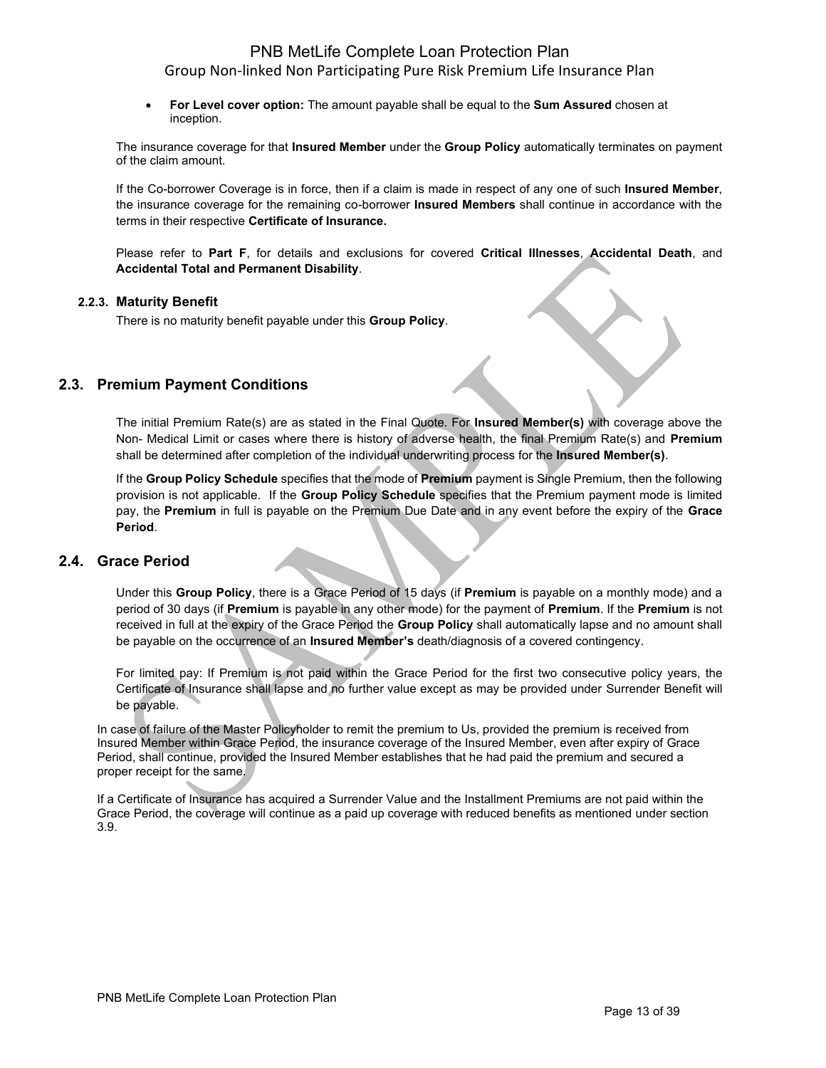- **For Level cover option:** The amount payable shall be equal to the **Sum Assured** chosen at inception.

The insurance coverage for that **Insured Member** under the **Group Policy** automatically terminates on payment of the claim amount.

If the Co-borrower Coverage is in force, then if a claim is made in respect of any one of such **Insured Member**, the insurance coverage for the remaining co-borrower **Insured Members** shall continue in accordance with the terms in their respective **Certificate of Insurance.**

Please refer to **Part F**, for details and exclusions for covered **Critical Illnesses**, **Accidental Death**, and **Accidental Total and Permanent Disability**.

#### 2.2.3. Maturity Benefit

There is no maturity benefit payable under this **Group Policy**.

## 2.3. Premium Payment Conditions

The initial Premium Rate(s) are as stated in the Final Quote. For **Insured Member(s)** with coverage above the Non- Medical Limit or cases where there is history of adverse health, the final Premium Rate(s) and **Premium** shall be determined after completion of the individual underwriting process for the **Insured Member(s)**.

If the **Group Policy Schedule** specifies that the mode of **Premium** payment is Single Premium, then the following provision is not applicable. If the **Group Policy Schedule** specifies that the Premium payment mode is limited pay, the **Premium** in full is payable on the Premium Due Date and in any event before the expiry of the **Grace Period**.

## 2.4. Grace Period

Under this **Group Policy**, there is a Grace Period of 15 days (if **Premium** is payable on a monthly mode) and a period of 30 days (if **Premium** is payable in any other mode) for the payment of **Premium**. If the **Premium** is not received in full at the expiry of the Grace Period the **Group Policy** shall automatically lapse and no amount shall be payable on the occurrence of an **Insured Member's** death/diagnosis of a covered contingency.

For limited pay: If Premium is not paid within the Grace Period for the first two consecutive policy years, the Certificate of Insurance shall lapse and no further value except as may be provided under Surrender Benefit will be payable.

In case of failure of the Master Policyholder to remit the premium to Us, provided the premium is received from Insured Member within Grace Period, the insurance coverage of the Insured Member, even after expiry of Grace Period, shall continue, provided the Insured Member establishes that he had paid the premium and secured a proper receipt for the same.

If a Certificate of Insurance has acquired a Surrender Value and the Installment Premiums are not paid within the Grace Period, the coverage will continue as a paid up coverage with reduced benefits as mentioned under section 3.9.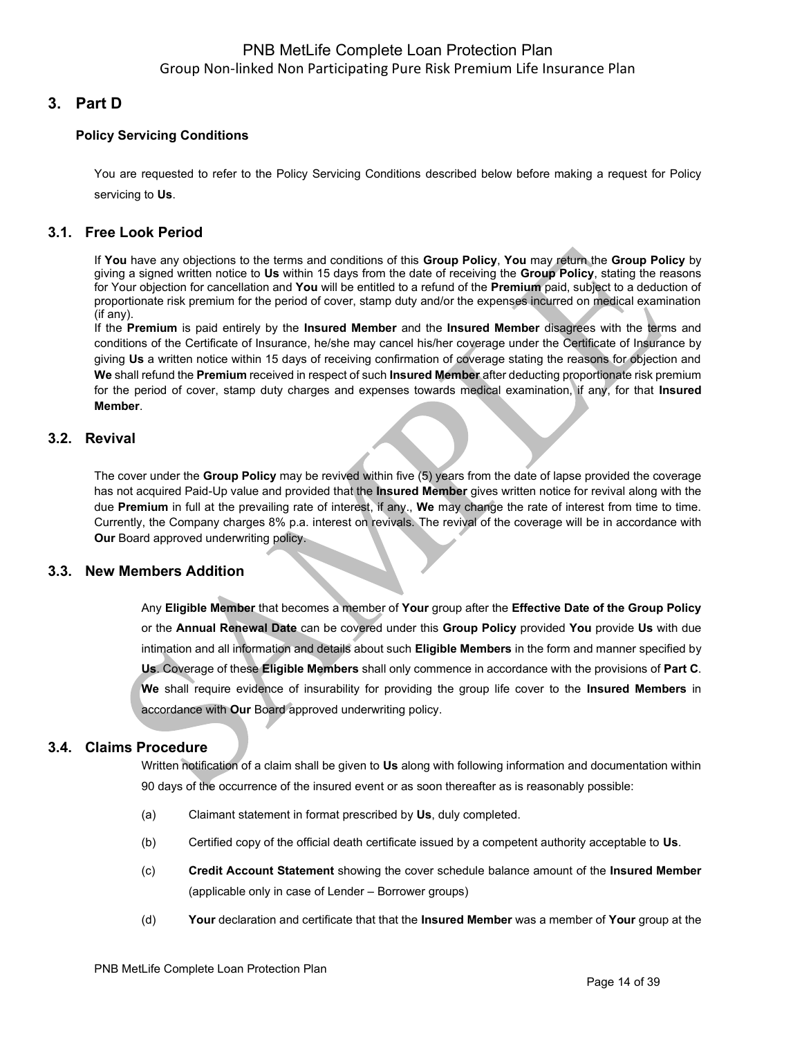## 3. Part D

### Policy Servicing Conditions

You are requested to refer to the Policy Servicing Conditions described below before making a request for Policy servicing to **Us**.

## 3.1. Free Look Period

If **You** have any objections to the terms and conditions of this **Group Policy**, **You** may return the **Group Policy** by giving a signed written notice to **Us** within 15 days from the date of receiving the **Group Policy**, stating the reasons for Your objection for cancellation and **You** will be entitled to a refund of the **Premium** paid, subject to a deduction of proportionate risk premium for the period of cover, stamp duty and/or the expenses incurred on medical examination (if any).

If the **Premium** is paid entirely by the **Insured Member** and the **Insured Member** disagrees with the terms and conditions of the Certificate of Insurance, he/she may cancel his/her coverage under the Certificate of Insurance by giving **Us** a written notice within 15 days of receiving confirmation of coverage stating the reasons for objection and **We** shall refund the **Premium** received in respect of such **Insured Member** after deducting proportionate risk premium for the period of cover, stamp duty charges and expenses towards medical examination, if any, for that **Insured Member**.

## 3.2. Revival

The cover under the **Group Policy** may be revived within five (5) years from the date of lapse provided the coverage has not acquired Paid-Up value and provided that the **Insured Member** gives written notice for revival along with the due **Premium** in full at the prevailing rate of interest, if any., **We** may change the rate of interest from time to time. Currently, the Company charges 8% p.a. interest on revivals. The revival of the coverage will be in accordance with **Our** Board approved underwriting policy.

## 3.3. New Members Addition

Any **Eligible Member** that becomes a member of **Your** group after the **Effective Date of the Group Policy** or the **Annual Renewal Date** can be covered under this **Group Policy** provided **You** provide **Us** with due intimation and all information and details about such **Eligible Members** in the form and manner specified by **Us**. Coverage of these **Eligible Members** shall only commence in accordance with the provisions of **Part C**. **We** shall require evidence of insurability for providing the group life cover to the **Insured Members** in accordance with **Our** Board approved underwriting policy.

## 3.4. Claims Procedure

Written notification of a claim shall be given to **Us** along with following information and documentation within 90 days of the occurrence of the insured event or as soon thereafter as is reasonably possible:

(a) Claimant statement in format prescribed by **Us**, duly completed.

(b) Certified copy of the official death certificate issued by a competent authority acceptable to **Us**.

(c) **Credit Account Statement** showing the cover schedule balance amount of the **Insured Member** (applicable only in case of Lender – Borrower groups)

(d) **Your** declaration and certificate that that the **Insured Member** was a member of **Your** group at the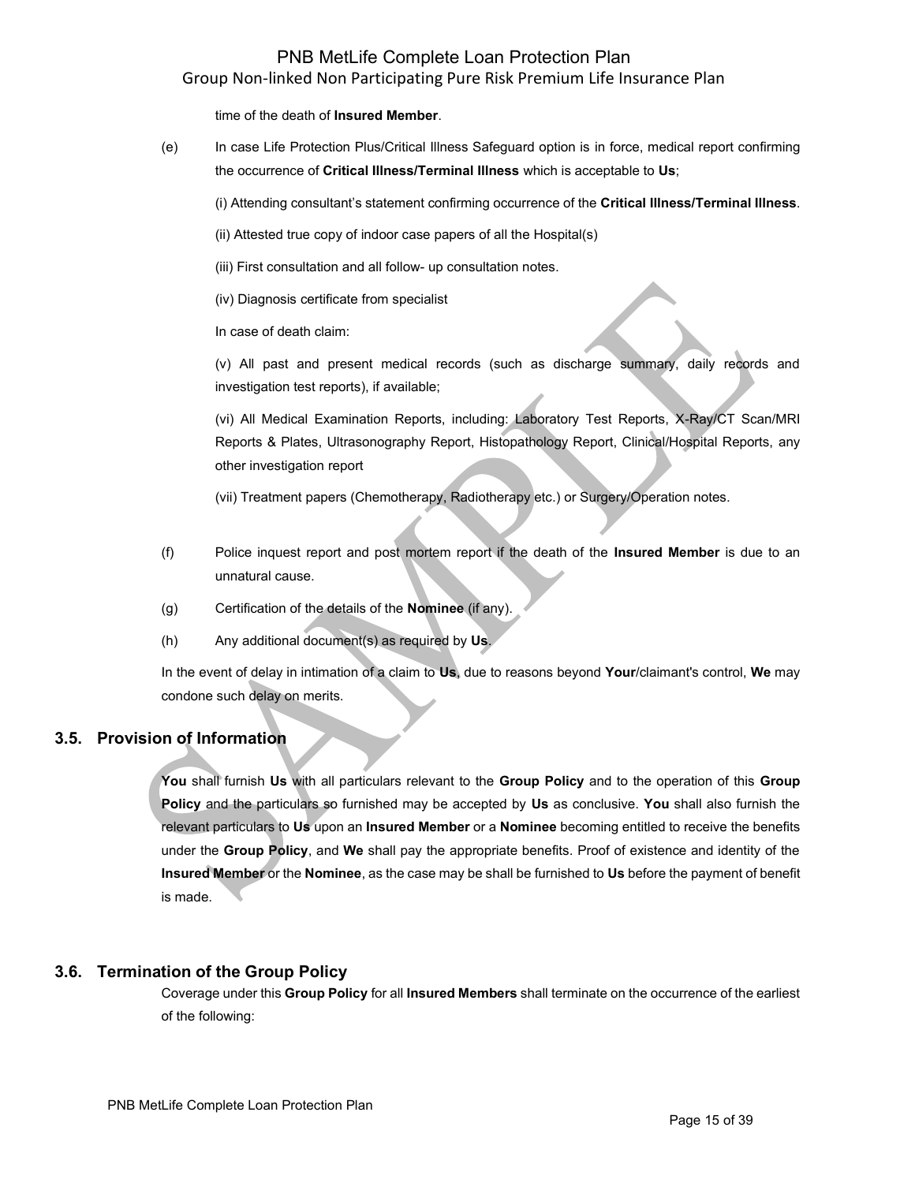time of the death of **Insured Member**.

(e) In case Life Protection Plus/Critical Illness Safeguard option is in force, medical report confirming the occurrence of **Critical Illness/Terminal Illness** which is acceptable to **Us**;

(i) Attending consultant's statement confirming occurrence of the **Critical Illness/Terminal Illness**.

(ii) Attested true copy of indoor case papers of all the Hospital(s)

(iii) First consultation and all follow- up consultation notes.

(iv) Diagnosis certificate from specialist

In case of death claim:

(v) All past and present medical records (such as discharge summary, daily records and investigation test reports), if available;

(vi) All Medical Examination Reports, including: Laboratory Test Reports, X-Ray/CT Scan/MRI Reports & Plates, Ultrasonography Report, Histopathology Report, Clinical/Hospital Reports, any other investigation report

(vii) Treatment papers (Chemotherapy, Radiotherapy etc.) or Surgery/Operation notes.

(f) Police inquest report and post mortem report if the death of the **Insured Member** is due to an unnatural cause.

(g) Certification of the details of the **Nominee** (if any).

(h) Any additional document(s) as required by **Us**.

In the event of delay in intimation of a claim to **Us**, due to reasons beyond **Your**/claimant's control, **We** may condone such delay on merits.

## 3.5. Provision of Information

**You** shall furnish **Us** with all particulars relevant to the **Group Policy** and to the operation of this **Group Policy** and the particulars so furnished may be accepted by **Us** as conclusive. **You** shall also furnish the relevant particulars to **Us** upon an **Insured Member** or a **Nominee** becoming entitled to receive the benefits under the **Group Policy**, and **We** shall pay the appropriate benefits. Proof of existence and identity of the **Insured Member** or the **Nominee**, as the case may be shall be furnished to **Us** before the payment of benefit is made.

## 3.6. Termination of the Group Policy

Coverage under this **Group Policy** for all **Insured Members** shall terminate on the occurrence of the earliest of the following: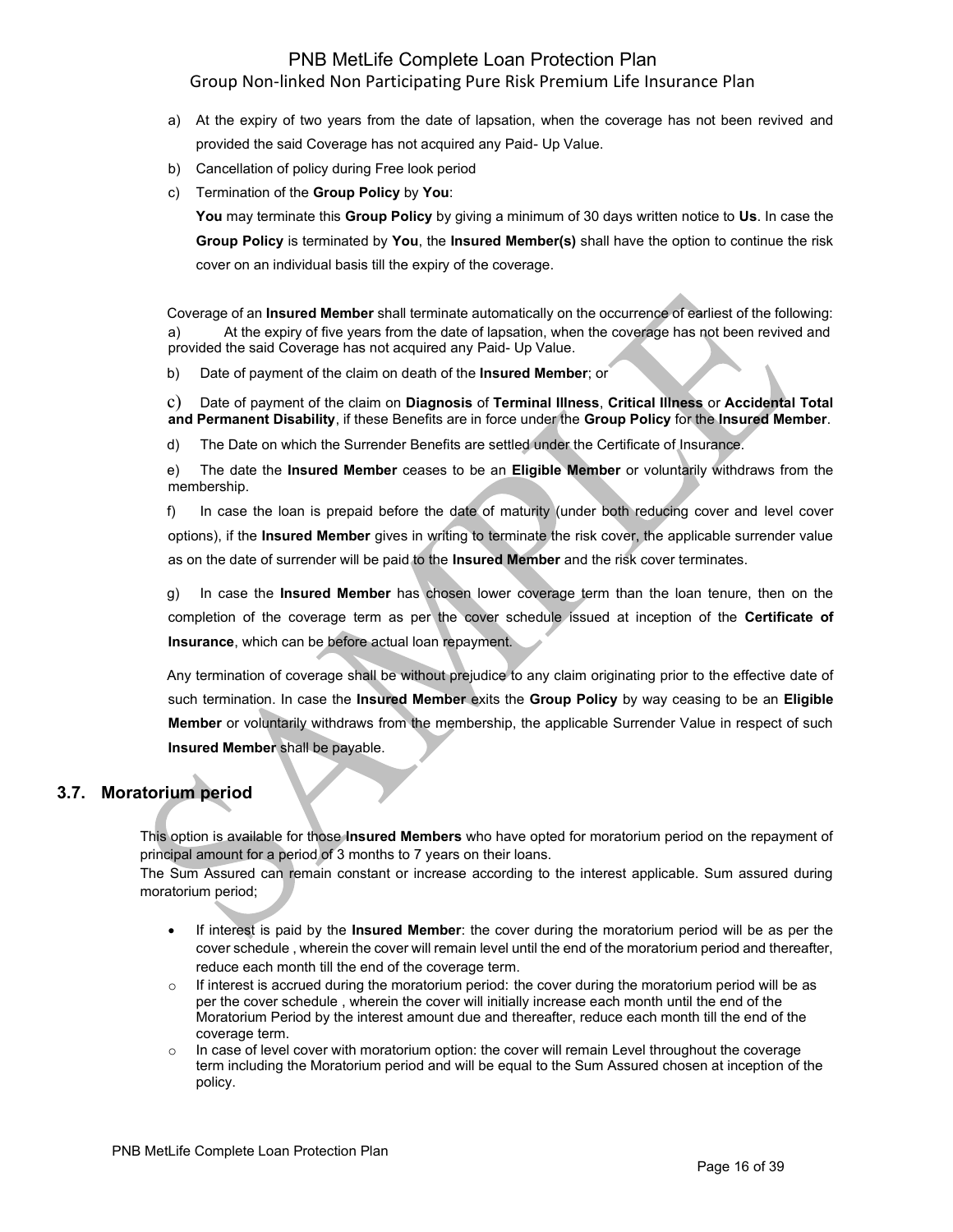a) At the expiry of two years from the date of lapsation, when the coverage has not been revived and provided the said Coverage has not acquired any Paid- Up Value.

b) Cancellation of policy during Free look period

c) Termination of the **Group Policy** by **You**:

**You** may terminate this **Group Policy** by giving a minimum of 30 days written notice to **Us**. In case the **Group Policy** is terminated by **You**, the **Insured Member(s)** shall have the option to continue the risk cover on an individual basis till the expiry of the coverage.

Coverage of an **Insured Member** shall terminate automatically on the occurrence of earliest of the following:

a) At the expiry of five years from the date of lapsation, when the coverage has not been revived and provided the said Coverage has not acquired any Paid- Up Value.

b) Date of payment of the claim on death of the **Insured Member**; or

c) Date of payment of the claim on **Diagnosis** of **Terminal Illness**, **Critical Illness** or **Accidental Total and Permanent Disability**, if these Benefits are in force under the **Group Policy** for the **Insured Member**.

d) The Date on which the Surrender Benefits are settled under the Certificate of Insurance.

e) The date the **Insured Member** ceases to be an **Eligible Member** or voluntarily withdraws from the membership.

f) In case the loan is prepaid before the date of maturity (under both reducing cover and level cover options), if the **Insured Member** gives in writing to terminate the risk cover, the applicable surrender value as on the date of surrender will be paid to the **Insured Member** and the risk cover terminates.

g) In case the **Insured Member** has chosen lower coverage term than the loan tenure, then on the completion of the coverage term as per the cover schedule issued at inception of the **Certificate of Insurance**, which can be before actual loan repayment.

Any termination of coverage shall be without prejudice to any claim originating prior to the effective date of such termination. In case the **Insured Member** exits the **Group Policy** by way ceasing to be an **Eligible Member** or voluntarily withdraws from the membership, the applicable Surrender Value in respect of such **Insured Member** shall be payable.

## 3.7. Moratorium period

This option is available for those **Insured Members** who have opted for moratorium period on the repayment of principal amount for a period of 3 months to 7 years on their loans.

The Sum Assured can remain constant or increase according to the interest applicable. Sum assured during moratorium period;

- If interest is paid by the **Insured Member**: the cover during the moratorium period will be as per the cover schedule , wherein the cover will remain level until the end of the moratorium period and thereafter, reduce each month till the end of the coverage term.
  - If interest is accrued during the moratorium period: the cover during the moratorium period will be as per the cover schedule , wherein the cover will initially increase each month until the end of the Moratorium Period by the interest amount due and thereafter, reduce each month till the end of the coverage term.
  - In case of level cover with moratorium option: the cover will remain Level throughout the coverage term including the Moratorium period and will be equal to the Sum Assured chosen at inception of the policy.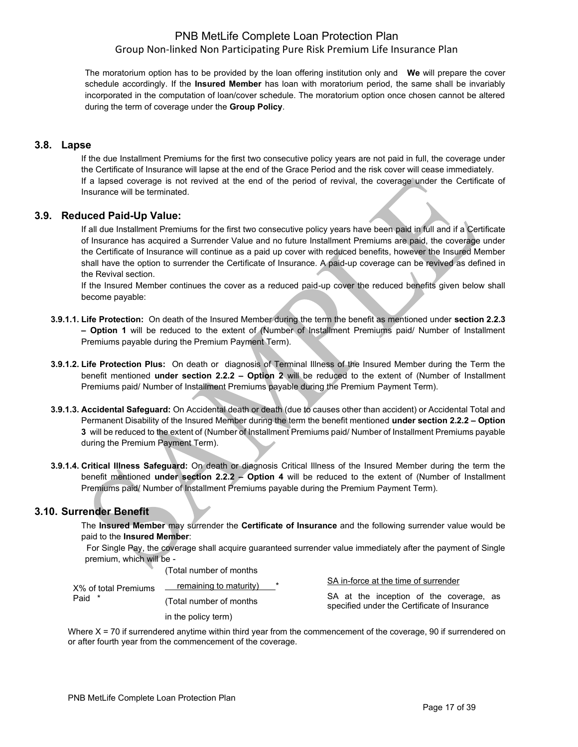The moratorium option has to be provided by the loan offering institution only and **We** will prepare the cover schedule accordingly. If the **Insured Member** has loan with moratorium period, the same shall be invariably incorporated in the computation of loan/cover schedule. The moratorium option once chosen cannot be altered during the term of coverage under the **Group Policy**.

## 3.8. Lapse

If the due Installment Premiums for the first two consecutive policy years are not paid in full, the coverage under the Certificate of Insurance will lapse at the end of the Grace Period and the risk cover will cease immediately.
If a lapsed coverage is not revived at the end of the period of revival, the coverage under the Certificate of Insurance will be terminated.

## 3.9. Reduced Paid-Up Value:

If all due Installment Premiums for the first two consecutive policy years have been paid in full and if a Certificate of Insurance has acquired a Surrender Value and no future Installment Premiums are paid, the coverage under the Certificate of Insurance will continue as a paid up cover with reduced benefits, however the Insured Member shall have the option to surrender the Certificate of Insurance. A paid-up coverage can be revived as defined in the Revival section.

If the Insured Member continues the cover as a reduced paid-up cover the reduced benefits given below shall become payable:

**3.9.1.1. Life Protection:** On death of the Insured Member during the term the benefit as mentioned under **section 2.2.3 – Option 1** will be reduced to the extent of (Number of Installment Premiums paid/ Number of Installment Premiums payable during the Premium Payment Term).

**3.9.1.2. Life Protection Plus:** On death or diagnosis of Terminal Illness of the Insured Member during the Term the benefit mentioned **under section 2.2.2 – Option 2** will be reduced to the extent of (Number of Installment Premiums paid/ Number of Installment Premiums payable during the Premium Payment Term).

**3.9.1.3. Accidental Safeguard:** On Accidental death or death (due to causes other than accident) or Accidental Total and Permanent Disability of the Insured Member during the term the benefit mentioned **under section 2.2.2 – Option 3** will be reduced to the extent of (Number of Installment Premiums paid/ Number of Installment Premiums payable during the Premium Payment Term).

**3.9.1.4. Critical Illness Safeguard:** On death or diagnosis Critical Illness of the Insured Member during the term the benefit mentioned **under section 2.2.2 – Option 4** will be reduced to the extent of (Number of Installment Premiums paid/ Number of Installment Premiums payable during the Premium Payment Term).

## 3.10. Surrender Benefit

The **Insured Member** may surrender the **Certificate of Insurance** and the following surrender value would be paid to the **Insured Member**:

For Single Pay, the coverage shall acquire guaranteed surrender value immediately after the payment of Single premium, which will be -

$$X\% \text{ of total Premiums Paid} \times \frac{\text{(Total number of months remaining to maturity)}}{\text{(Total number of months in the policy term)}} \times \frac{\text{SA in-force at the time of surrender}}{\text{SA at the inception of the coverage, as specified under the Certificate of Insurance}}$$

Where X = 70 if surrendered anytime within third year from the commencement of the coverage, 90 if surrendered on or after fourth year from the commencement of the coverage.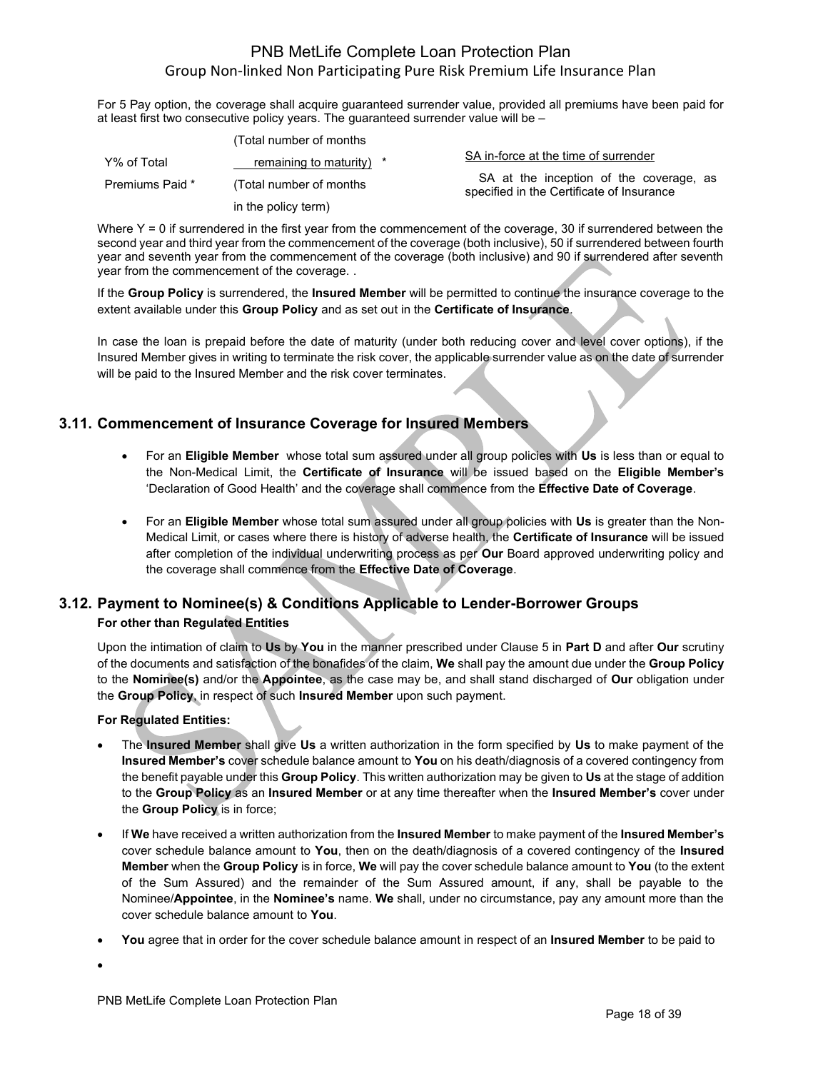For 5 Pay option, the coverage shall acquire guaranteed surrender value, provided all premiums have been paid for at least first two consecutive policy years. The guaranteed surrender value will be –

$$Y\% \text{ of Total Premiums Paid} \times \frac{\text{(Total number of months remaining to maturity)}}{\text{(Total number of months in the policy term)}} \times \frac{\text{SA in-force at the time of surrender}}{\text{SA at the inception of the coverage, as specified in the Certificate of Insurance}}$$

Where Y = 0 if surrendered in the first year from the commencement of the coverage, 30 if surrendered between the second year and third year from the commencement of the coverage (both inclusive), 50 if surrendered between fourth year and seventh year from the commencement of the coverage (both inclusive) and 90 if surrendered after seventh year from the commencement of the coverage. .

If the **Group Policy** is surrendered, the **Insured Member** will be permitted to continue the insurance coverage to the extent available under this **Group Policy** and as set out in the **Certificate of Insurance**.

In case the loan is prepaid before the date of maturity (under both reducing cover and level cover options), if the Insured Member gives in writing to terminate the risk cover, the applicable surrender value as on the date of surrender will be paid to the Insured Member and the risk cover terminates.

## 3.11. Commencement of Insurance Coverage for Insured Members

- For an **Eligible Member** whose total sum assured under all group policies with **Us** is less than or equal to the Non-Medical Limit, the **Certificate of Insurance** will be issued based on the **Eligible Member's** 'Declaration of Good Health' and the coverage shall commence from the **Effective Date of Coverage**.
- For an **Eligible Member** whose total sum assured under all group policies with **Us** is greater than the Non-Medical Limit, or cases where there is history of adverse health, the **Certificate of Insurance** will be issued after completion of the individual underwriting process as per **Our** Board approved underwriting policy and the coverage shall commence from the **Effective Date of Coverage**.

## 3.12. Payment to Nominee(s) & Conditions Applicable to Lender-Borrower Groups

**For other than Regulated Entities**

Upon the intimation of claim to **Us** by **You** in the manner prescribed under Clause 5 in **Part D** and after **Our** scrutiny of the documents and satisfaction of the bonafides of the claim, **We** shall pay the amount due under the **Group Policy** to the **Nominee(s)** and/or the **Appointee**, as the case may be, and shall stand discharged of **Our** obligation under the **Group Policy**, in respect of such **Insured Member** upon such payment.

**For Regulated Entities:**

- The **Insured Member** shall give **Us** a written authorization in the form specified by **Us** to make payment of the **Insured Member's** cover schedule balance amount to **You** on his death/diagnosis of a covered contingency from the benefit payable under this **Group Policy**. This written authorization may be given to **Us** at the stage of addition to the **Group Policy** as an **Insured Member** or at any time thereafter when the **Insured Member's** cover under the **Group Policy** is in force;
- If **We** have received a written authorization from the **Insured Member** to make payment of the **Insured Member's** cover schedule balance amount to **You**, then on the death/diagnosis of a covered contingency of the **Insured Member** when the **Group Policy** is in force, **We** will pay the cover schedule balance amount to **You** (to the extent of the Sum Assured) and the remainder of the Sum Assured amount, if any, shall be payable to the Nominee/**Appointee**, in the **Nominee's** name. **We** shall, under no circumstance, pay any amount more than the cover schedule balance amount to **You**.
- **You** agree that in order for the cover schedule balance amount in respect of an **Insured Member** to be paid to
-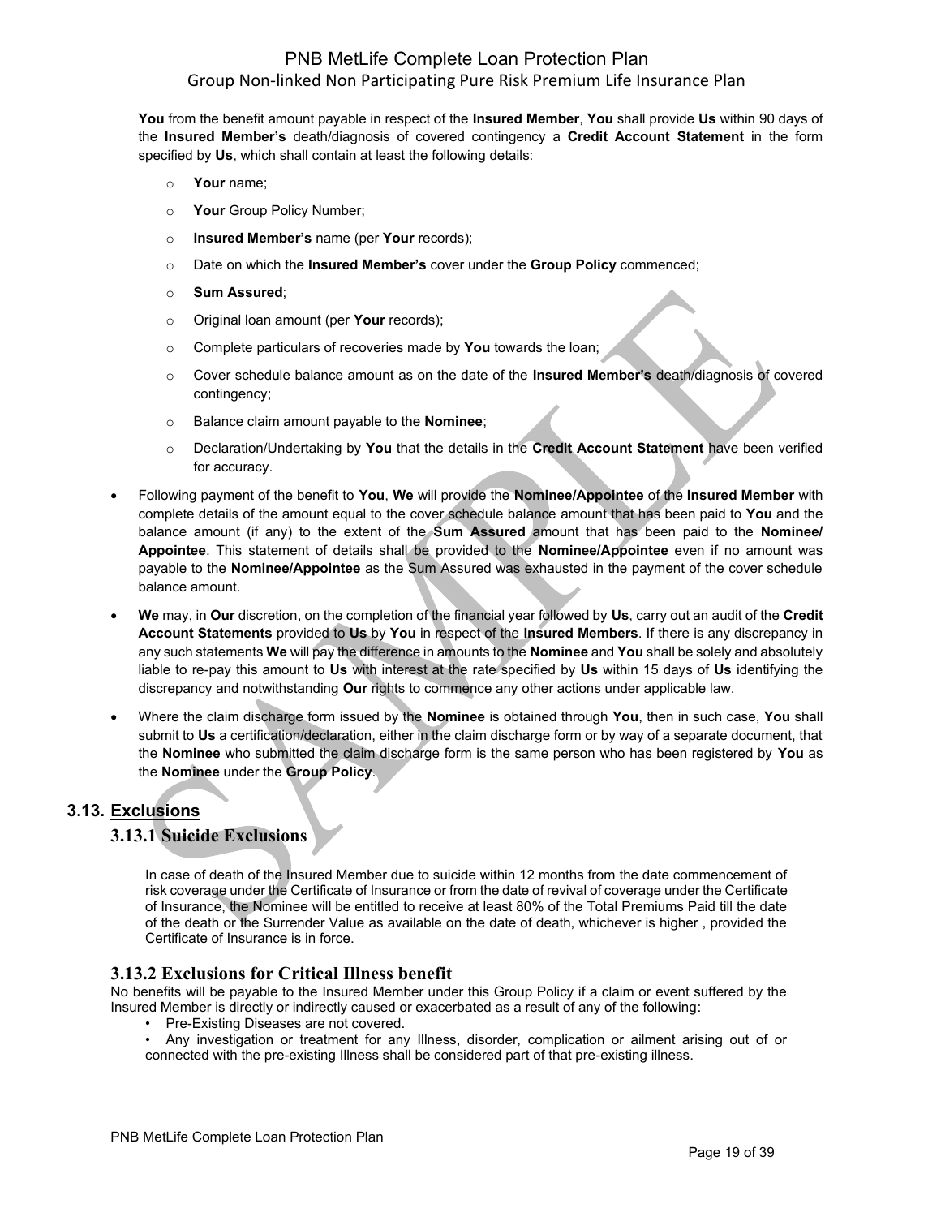**You** from the benefit amount payable in respect of the **Insured Member**, **You** shall provide **Us** within 90 days of the **Insured Member's** death/diagnosis of covered contingency a **Credit Account Statement** in the form specified by **Us**, which shall contain at least the following details:

- **Your** name;
- **Your** Group Policy Number;
- **Insured Member's** name (per **Your** records);
- Date on which the **Insured Member's** cover under the **Group Policy** commenced;
- **Sum Assured**;
- Original loan amount (per **Your** records);
- Complete particulars of recoveries made by **You** towards the loan;
- Cover schedule balance amount as on the date of the **Insured Member's** death/diagnosis of covered contingency;
- Balance claim amount payable to the **Nominee**;
- Declaration/Undertaking by **You** that the details in the **Credit Account Statement** have been verified for accuracy.

- Following payment of the benefit to **You**, **We** will provide the **Nominee/Appointee** of the **Insured Member** with complete details of the amount equal to the cover schedule balance amount that has been paid to **You** and the balance amount (if any) to the extent of the **Sum Assured** amount that has been paid to the **Nominee/ Appointee**. This statement of details shall be provided to the **Nominee/Appointee** even if no amount was payable to the **Nominee/Appointee** as the Sum Assured was exhausted in the payment of the cover schedule balance amount.
- **We** may, in **Our** discretion, on the completion of the financial year followed by **Us**, carry out an audit of the **Credit Account Statements** provided to **Us** by **You** in respect of the **Insured Members**. If there is any discrepancy in any such statements **We** will pay the difference in amounts to the **Nominee** and **You** shall be solely and absolutely liable to re-pay this amount to **Us** with interest at the rate specified by **Us** within 15 days of **Us** identifying the discrepancy and notwithstanding **Our** rights to commence any other actions under applicable law.
- Where the claim discharge form issued by the **Nominee** is obtained through **You**, then in such case, **You** shall submit to **Us** a certification/declaration, either in the claim discharge form or by way of a separate document, that the **Nominee** who submitted the claim discharge form is the same person who has been registered by **You** as the **Nominee** under the **Group Policy**.

## 3.13. Exclusions

### 3.13.1 Suicide Exclusions

In case of death of the Insured Member due to suicide within 12 months from the date commencement of risk coverage under the Certificate of Insurance or from the date of revival of coverage under the Certificate of Insurance, the Nominee will be entitled to receive at least 80% of the Total Premiums Paid till the date of the death or the Surrender Value as available on the date of death, whichever is higher , provided the Certificate of Insurance is in force.

### 3.13.2 Exclusions for Critical Illness benefit

No benefits will be payable to the Insured Member under this Group Policy if a claim or event suffered by the Insured Member is directly or indirectly caused or exacerbated as a result of any of the following:

- Pre-Existing Diseases are not covered.
- Any investigation or treatment for any Illness, disorder, complication or ailment arising out of or connected with the pre-existing Illness shall be considered part of that pre-existing illness.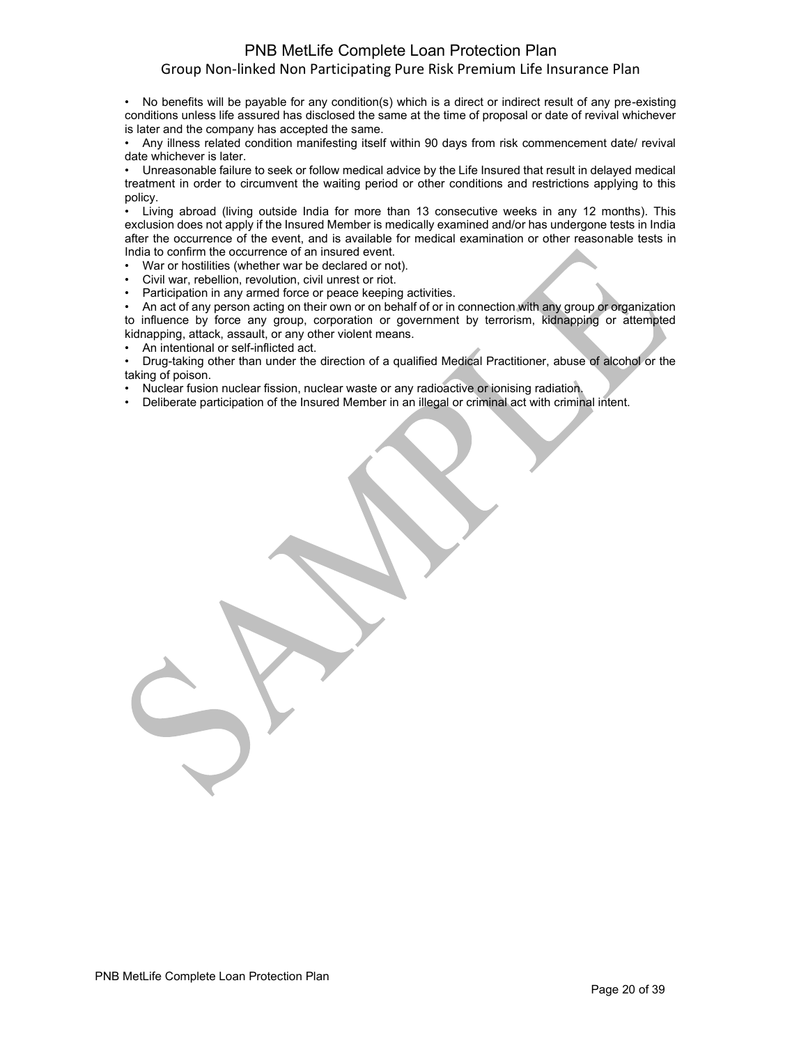- No benefits will be payable for any condition(s) which is a direct or indirect result of any pre-existing conditions unless life assured has disclosed the same at the time of proposal or date of revival whichever is later and the company has accepted the same.
- Any illness related condition manifesting itself within 90 days from risk commencement date/ revival date whichever is later.
- Unreasonable failure to seek or follow medical advice by the Life Insured that result in delayed medical treatment in order to circumvent the waiting period or other conditions and restrictions applying to this policy.
- Living abroad (living outside India for more than 13 consecutive weeks in any 12 months). This exclusion does not apply if the Insured Member is medically examined and/or has undergone tests in India after the occurrence of the event, and is available for medical examination or other reasonable tests in India to confirm the occurrence of an insured event.
- War or hostilities (whether war be declared or not).
- Civil war, rebellion, revolution, civil unrest or riot.
- Participation in any armed force or peace keeping activities.
- An act of any person acting on their own or on behalf of or in connection with any group or organization to influence by force any group, corporation or government by terrorism, kidnapping or attempted kidnapping, attack, assault, or any other violent means.
- An intentional or self-inflicted act.
- Drug-taking other than under the direction of a qualified Medical Practitioner, abuse of alcohol or the taking of poison.
- Nuclear fusion nuclear fission, nuclear waste or any radioactive or ionising radiation.
- Deliberate participation of the Insured Member in an illegal or criminal act with criminal intent.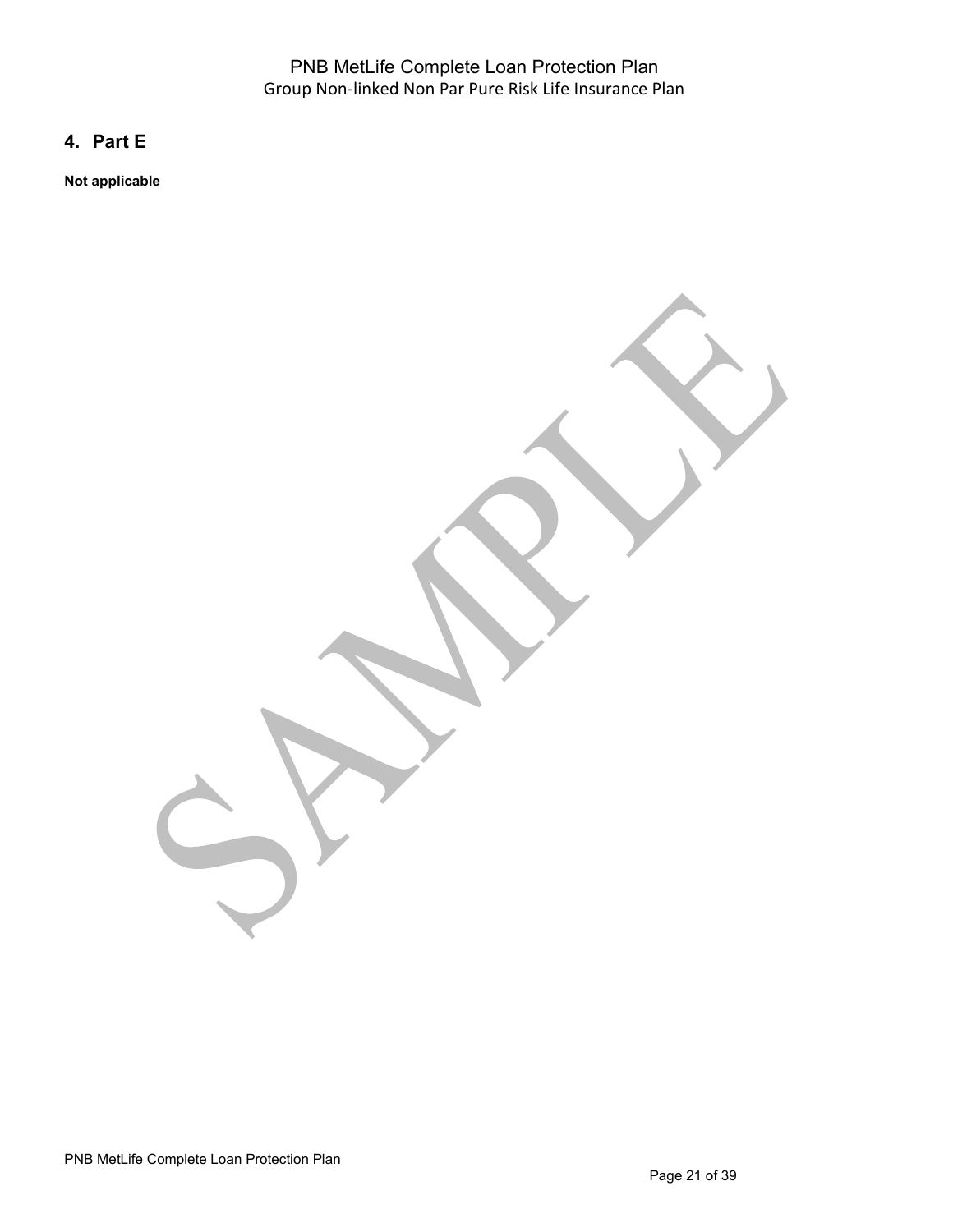## 4. Part E

**Not applicable**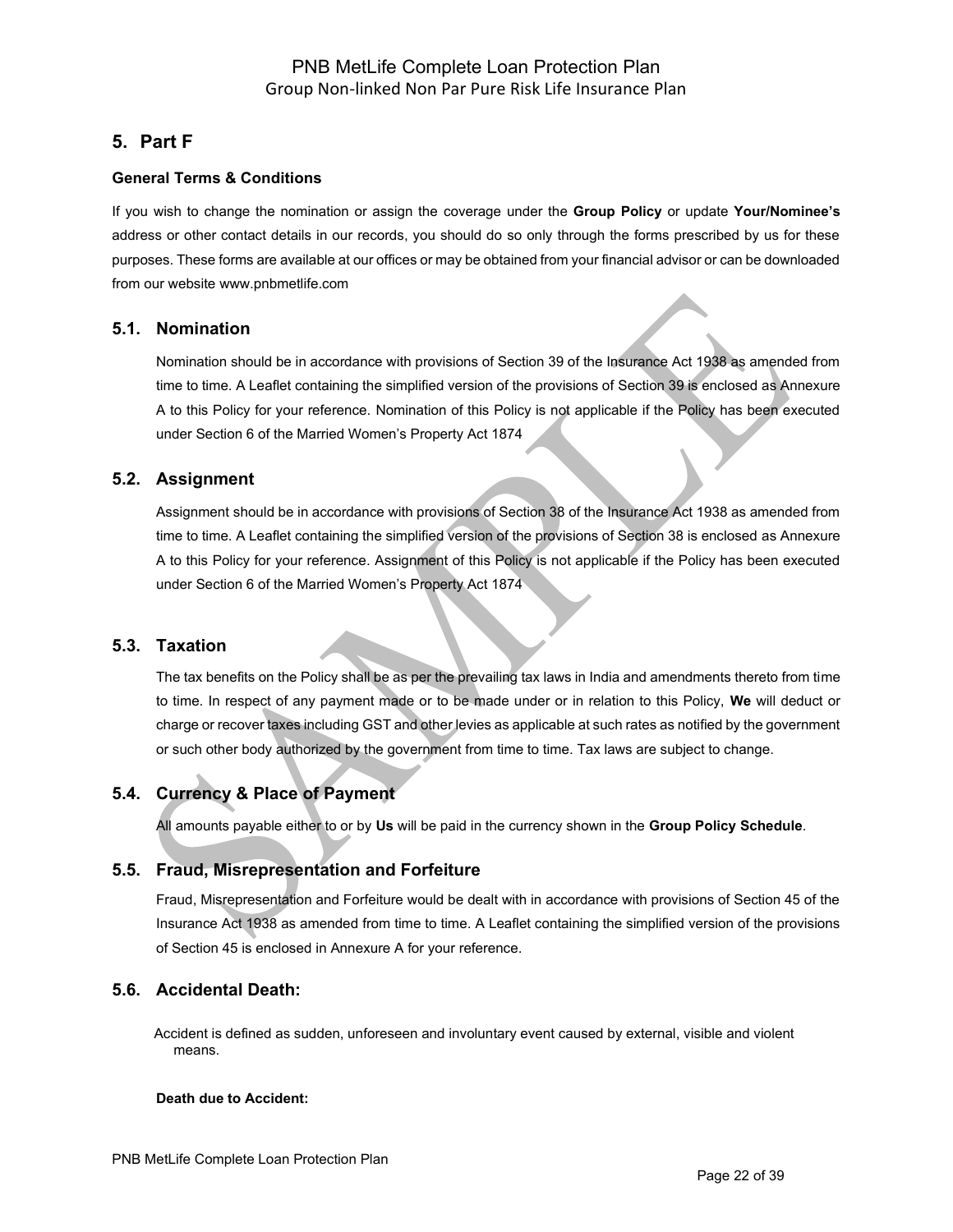## 5. Part F

### General Terms & Conditions

If you wish to change the nomination or assign the coverage under the **Group Policy** or update **Your/Nominee's** address or other contact details in our records, you should do so only through the forms prescribed by us for these purposes. These forms are available at our offices or may be obtained from your financial advisor or can be downloaded from our website www.pnbmetlife.com

### 5.1. Nomination

Nomination should be in accordance with provisions of Section 39 of the Insurance Act 1938 as amended from time to time. A Leaflet containing the simplified version of the provisions of Section 39 is enclosed as Annexure A to this Policy for your reference. Nomination of this Policy is not applicable if the Policy has been executed under Section 6 of the Married Women's Property Act 1874

### 5.2. Assignment

Assignment should be in accordance with provisions of Section 38 of the Insurance Act 1938 as amended from time to time. A Leaflet containing the simplified version of the provisions of Section 38 is enclosed as Annexure A to this Policy for your reference. Assignment of this Policy is not applicable if the Policy has been executed under Section 6 of the Married Women's Property Act 1874

### 5.3. Taxation

The tax benefits on the Policy shall be as per the prevailing tax laws in India and amendments thereto from time to time. In respect of any payment made or to be made under or in relation to this Policy, **We** will deduct or charge or recover taxes including GST and other levies as applicable at such rates as notified by the government or such other body authorized by the government from time to time. Tax laws are subject to change.

### 5.4. Currency & Place of Payment

All amounts payable either to or by **Us** will be paid in the currency shown in the **Group Policy Schedule**.

### 5.5. Fraud, Misrepresentation and Forfeiture

Fraud, Misrepresentation and Forfeiture would be dealt with in accordance with provisions of Section 45 of the Insurance Act 1938 as amended from time to time. A Leaflet containing the simplified version of the provisions of Section 45 is enclosed in Annexure A for your reference.

### 5.6. Accidental Death:

Accident is defined as sudden, unforeseen and involuntary event caused by external, visible and violent means.

**Death due to Accident:**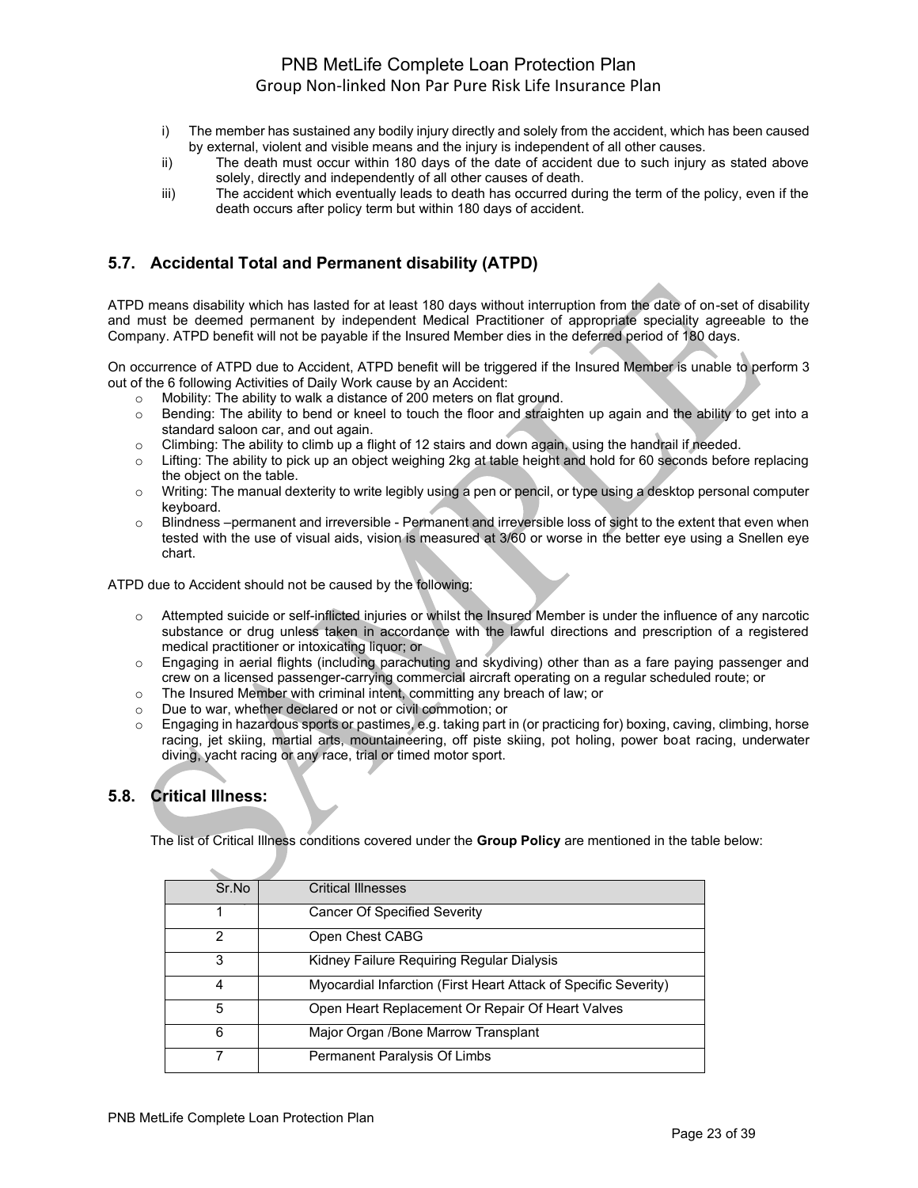i) The member has sustained any bodily injury directly and solely from the accident, which has been caused by external, violent and visible means and the injury is independent of all other causes.

ii) The death must occur within 180 days of the date of accident due to such injury as stated above solely, directly and independently of all other causes of death.

iii) The accident which eventually leads to death has occurred during the term of the policy, even if the death occurs after policy term but within 180 days of accident.

## 5.7. Accidental Total and Permanent disability (ATPD)

ATPD means disability which has lasted for at least 180 days without interruption from the date of on-set of disability and must be deemed permanent by independent Medical Practitioner of appropriate speciality agreeable to the Company. ATPD benefit will not be payable if the Insured Member dies in the deferred period of 180 days.

On occurrence of ATPD due to Accident, ATPD benefit will be triggered if the Insured Member is unable to perform 3 out of the 6 following Activities of Daily Work cause by an Accident:

- Mobility: The ability to walk a distance of 200 meters on flat ground.
- Bending: The ability to bend or kneel to touch the floor and straighten up again and the ability to get into a standard saloon car, and out again.
- Climbing: The ability to climb up a flight of 12 stairs and down again, using the handrail if needed.
- Lifting: The ability to pick up an object weighing 2kg at table height and hold for 60 seconds before replacing the object on the table.
- Writing: The manual dexterity to write legibly using a pen or pencil, or type using a desktop personal computer keyboard.
- Blindness –permanent and irreversible - Permanent and irreversible loss of sight to the extent that even when tested with the use of visual aids, vision is measured at 3/60 or worse in the better eye using a Snellen eye chart.

ATPD due to Accident should not be caused by the following:

- Attempted suicide or self-inflicted injuries or whilst the Insured Member is under the influence of any narcotic substance or drug unless taken in accordance with the lawful directions and prescription of a registered medical practitioner or intoxicating liquor; or
- Engaging in aerial flights (including parachuting and skydiving) other than as a fare paying passenger and crew on a licensed passenger-carrying commercial aircraft operating on a regular scheduled route; or
- The Insured Member with criminal intent, committing any breach of law; or
- Due to war, whether declared or not or civil commotion; or
- Engaging in hazardous sports or pastimes, e.g. taking part in (or practicing for) boxing, caving, climbing, horse racing, jet skiing, martial arts, mountaineering, off piste skiing, pot holing, power boat racing, underwater diving, yacht racing or any race, trial or timed motor sport.

## 5.8. Critical Illness:

The list of Critical Illness conditions covered under the **Group Policy** are mentioned in the table below:

| Sr.No | Critical Illnesses |
|---|---|
| 1 | Cancer Of Specified Severity |
| 2 | Open Chest CABG |
| 3 | Kidney Failure Requiring Regular Dialysis |
| 4 | Myocardial Infarction (First Heart Attack of Specific Severity) |
| 5 | Open Heart Replacement Or Repair Of Heart Valves |
| 6 | Major Organ /Bone Marrow Transplant |
| 7 | Permanent Paralysis Of Limbs |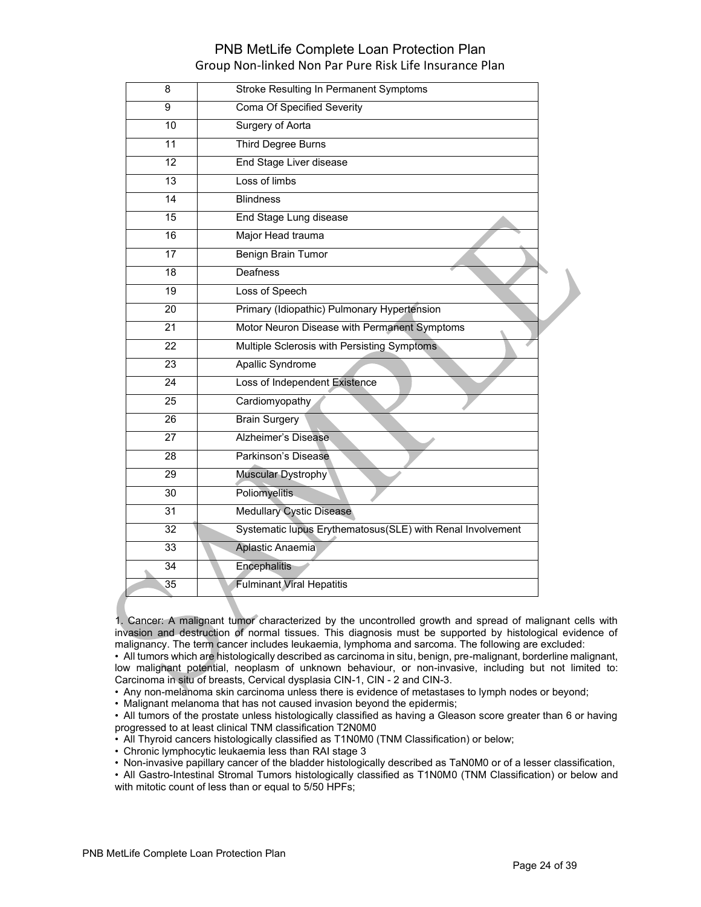| | |
|---|---|
| 8 | Stroke Resulting In Permanent Symptoms |
| 9 | Coma Of Specified Severity |
| 10 | Surgery of Aorta |
| 11 | Third Degree Burns |
| 12 | End Stage Liver disease |
| 13 | Loss of limbs |
| 14 | Blindness |
| 15 | End Stage Lung disease |
| 16 | Major Head trauma |
| 17 | Benign Brain Tumor |
| 18 | Deafness |
| 19 | Loss of Speech |
| 20 | Primary (Idiopathic) Pulmonary Hypertension |
| 21 | Motor Neuron Disease with Permanent Symptoms |
| 22 | Multiple Sclerosis with Persisting Symptoms |
| 23 | Apallic Syndrome |
| 24 | Loss of Independent Existence |
| 25 | Cardiomyopathy |
| 26 | Brain Surgery |
| 27 | Alzheimer's Disease |
| 28 | Parkinson's Disease |
| 29 | Muscular Dystrophy |
| 30 | Poliomyelitis |
| 31 | Medullary Cystic Disease |
| 32 | Systematic lupus Erythematosus(SLE) with Renal Involvement |
| 33 | Aplastic Anaemia |
| 34 | Encephalitis |
| 35 | Fulminant Viral Hepatitis |

1. Cancer: A malignant tumor characterized by the uncontrolled growth and spread of malignant cells with invasion and destruction of normal tissues. This diagnosis must be supported by histological evidence of malignancy. The term cancer includes leukaemia, lymphoma and sarcoma. The following are excluded:

• All tumors which are histologically described as carcinoma in situ, benign, pre-malignant, borderline malignant, low malignant potential, neoplasm of unknown behaviour, or non-invasive, including but not limited to: Carcinoma in situ of breasts, Cervical dysplasia CIN-1, CIN - 2 and CIN-3.
• Any non-melanoma skin carcinoma unless there is evidence of metastases to lymph nodes or beyond;
• Malignant melanoma that has not caused invasion beyond the epidermis;
• All tumors of the prostate unless histologically classified as having a Gleason score greater than 6 or having progressed to at least clinical TNM classification T2N0M0
• All Thyroid cancers histologically classified as T1N0M0 (TNM Classification) or below;
• Chronic lymphocytic leukaemia less than RAI stage 3
• Non-invasive papillary cancer of the bladder histologically described as TaN0M0 or of a lesser classification,
• All Gastro-Intestinal Stromal Tumors histologically classified as T1N0M0 (TNM Classification) or below and with mitotic count of less than or equal to 5/50 HPFs;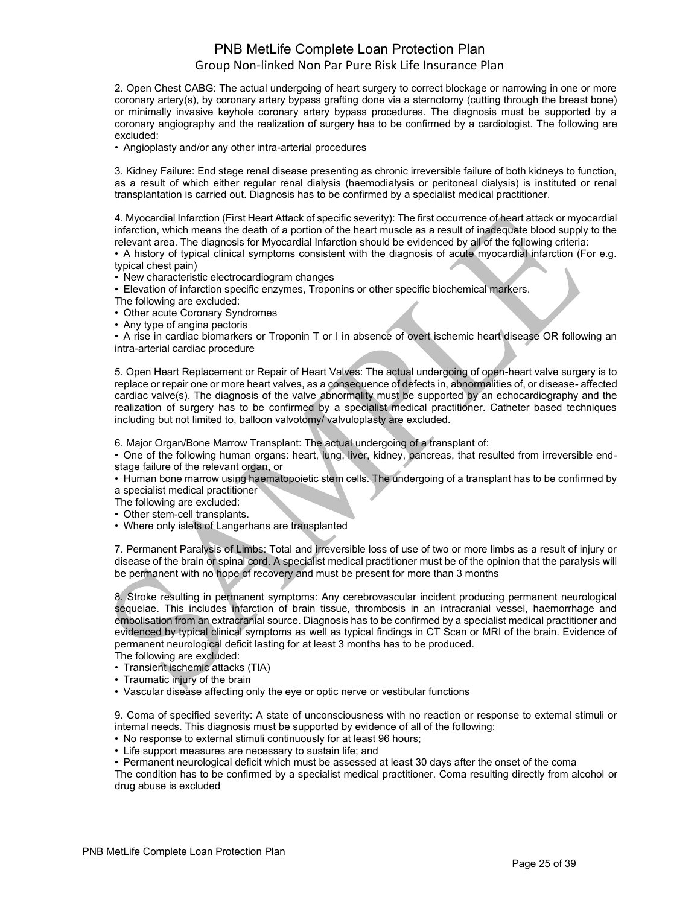2. Open Chest CABG: The actual undergoing of heart surgery to correct blockage or narrowing in one or more coronary artery(s), by coronary artery bypass grafting done via a sternotomy (cutting through the breast bone) or minimally invasive keyhole coronary artery bypass procedures. The diagnosis must be supported by a coronary angiography and the realization of surgery has to be confirmed by a cardiologist. The following are excluded:

- Angioplasty and/or any other intra-arterial procedures

3. Kidney Failure: End stage renal disease presenting as chronic irreversible failure of both kidneys to function, as a result of which either regular renal dialysis (haemodialysis or peritoneal dialysis) is instituted or renal transplantation is carried out. Diagnosis has to be confirmed by a specialist medical practitioner.

4. Myocardial Infarction (First Heart Attack of specific severity): The first occurrence of heart attack or myocardial infarction, which means the death of a portion of the heart muscle as a result of inadequate blood supply to the relevant area. The diagnosis for Myocardial Infarction should be evidenced by all of the following criteria:

- A history of typical clinical symptoms consistent with the diagnosis of acute myocardial infarction (For e.g. typical chest pain)
- New characteristic electrocardiogram changes
- Elevation of infarction specific enzymes, Troponins or other specific biochemical markers.

The following are excluded:

- Other acute Coronary Syndromes
- Any type of angina pectoris
- A rise in cardiac biomarkers or Troponin T or I in absence of overt ischemic heart disease OR following an intra-arterial cardiac procedure

5. Open Heart Replacement or Repair of Heart Valves: The actual undergoing of open-heart valve surgery is to replace or repair one or more heart valves, as a consequence of defects in, abnormalities of, or disease- affected cardiac valve(s). The diagnosis of the valve abnormality must be supported by an echocardiography and the realization of surgery has to be confirmed by a specialist medical practitioner. Catheter based techniques including but not limited to, balloon valvotomy/ valvuloplasty are excluded.

6. Major Organ/Bone Marrow Transplant: The actual undergoing of a transplant of:

- One of the following human organs: heart, lung, liver, kidney, pancreas, that resulted from irreversible end-stage failure of the relevant organ, or
- Human bone marrow using haematopoietic stem cells. The undergoing of a transplant has to be confirmed by a specialist medical practitioner

The following are excluded:

- Other stem-cell transplants.
- Where only islets of Langerhans are transplanted

7. Permanent Paralysis of Limbs: Total and irreversible loss of use of two or more limbs as a result of injury or disease of the brain or spinal cord. A specialist medical practitioner must be of the opinion that the paralysis will be permanent with no hope of recovery and must be present for more than 3 months

8. Stroke resulting in permanent symptoms: Any cerebrovascular incident producing permanent neurological sequelae. This includes infarction of brain tissue, thrombosis in an intracranial vessel, haemorrhage and embolisation from an extracranial source. Diagnosis has to be confirmed by a specialist medical practitioner and evidenced by typical clinical symptoms as well as typical findings in CT Scan or MRI of the brain. Evidence of permanent neurological deficit lasting for at least 3 months has to be produced.

The following are excluded:

- Transient ischemic attacks (TIA)
- Traumatic injury of the brain
- Vascular disease affecting only the eye or optic nerve or vestibular functions

9. Coma of specified severity: A state of unconsciousness with no reaction or response to external stimuli or internal needs. This diagnosis must be supported by evidence of all of the following:

- No response to external stimuli continuously for at least 96 hours;
- Life support measures are necessary to sustain life; and
- Permanent neurological deficit which must be assessed at least 30 days after the onset of the coma

The condition has to be confirmed by a specialist medical practitioner. Coma resulting directly from alcohol or drug abuse is excluded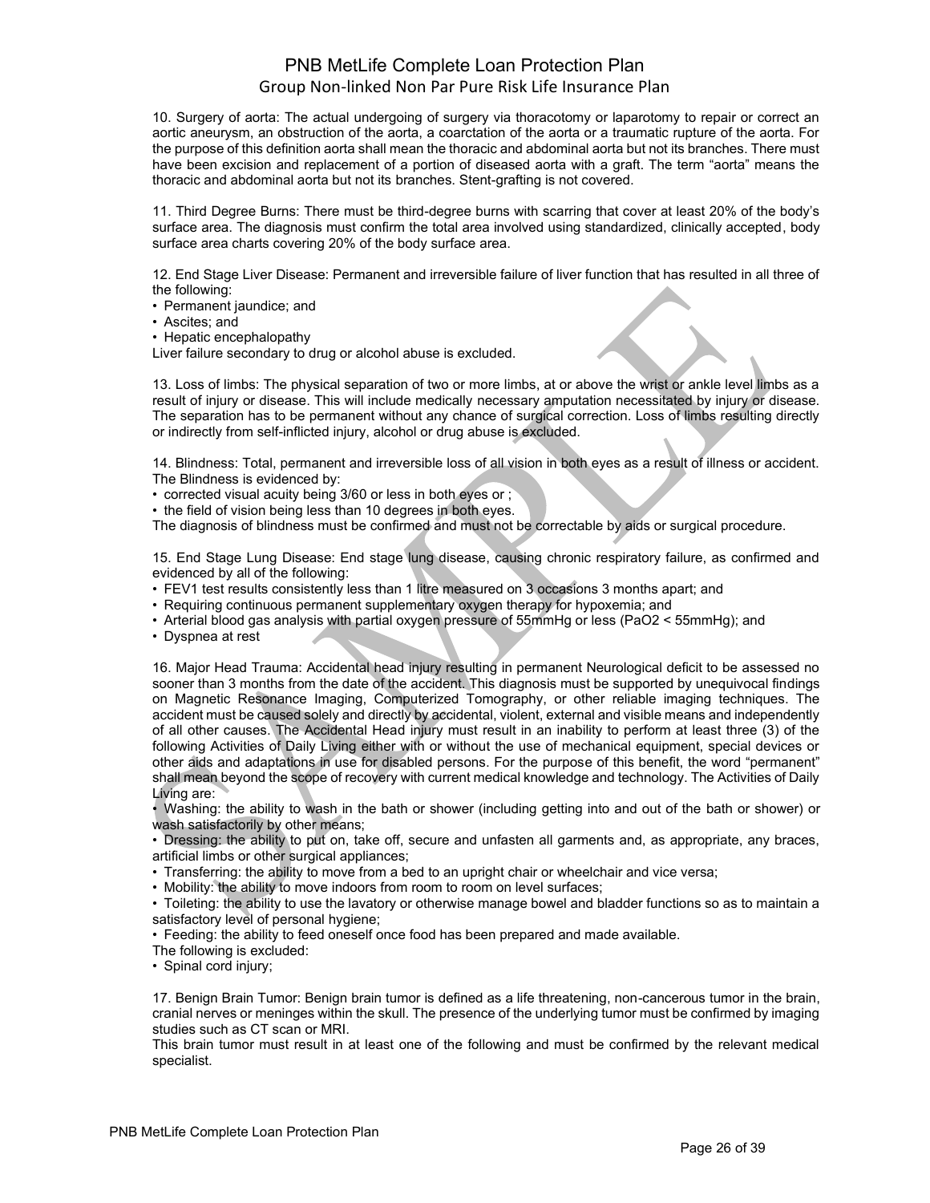10. Surgery of aorta: The actual undergoing of surgery via thoracotomy or laparotomy to repair or correct an aortic aneurysm, an obstruction of the aorta, a coarctation of the aorta or a traumatic rupture of the aorta. For the purpose of this definition aorta shall mean the thoracic and abdominal aorta but not its branches. There must have been excision and replacement of a portion of diseased aorta with a graft. The term "aorta" means the thoracic and abdominal aorta but not its branches. Stent-grafting is not covered.

11. Third Degree Burns: There must be third-degree burns with scarring that cover at least 20% of the body's surface area. The diagnosis must confirm the total area involved using standardized, clinically accepted, body surface area charts covering 20% of the body surface area.

12. End Stage Liver Disease: Permanent and irreversible failure of liver function that has resulted in all three of the following:

- Permanent jaundice; and
- Ascites; and
- Hepatic encephalopathy

Liver failure secondary to drug or alcohol abuse is excluded.

13. Loss of limbs: The physical separation of two or more limbs, at or above the wrist or ankle level limbs as a result of injury or disease. This will include medically necessary amputation necessitated by injury or disease. The separation has to be permanent without any chance of surgical correction. Loss of limbs resulting directly or indirectly from self-inflicted injury, alcohol or drug abuse is excluded.

14. Blindness: Total, permanent and irreversible loss of all vision in both eyes as a result of illness or accident. The Blindness is evidenced by:

- corrected visual acuity being 3/60 or less in both eyes or ;
- the field of vision being less than 10 degrees in both eyes.

The diagnosis of blindness must be confirmed and must not be correctable by aids or surgical procedure.

15. End Stage Lung Disease: End stage lung disease, causing chronic respiratory failure, as confirmed and evidenced by all of the following:

- FEV1 test results consistently less than 1 litre measured on 3 occasions 3 months apart; and
- Requiring continuous permanent supplementary oxygen therapy for hypoxemia; and
- Arterial blood gas analysis with partial oxygen pressure of 55mmHg or less ($PaO_2 < 55$mmHg); and
- Dyspnea at rest

16. Major Head Trauma: Accidental head injury resulting in permanent Neurological deficit to be assessed no sooner than 3 months from the date of the accident. This diagnosis must be supported by unequivocal findings on Magnetic Resonance Imaging, Computerized Tomography, or other reliable imaging techniques. The accident must be caused solely and directly by accidental, violent, external and visible means and independently of all other causes. The Accidental Head injury must result in an inability to perform at least three (3) of the following Activities of Daily Living either with or without the use of mechanical equipment, special devices or other aids and adaptations in use for disabled persons. For the purpose of this benefit, the word "permanent" shall mean beyond the scope of recovery with current medical knowledge and technology. The Activities of Daily Living are:

- Washing: the ability to wash in the bath or shower (including getting into and out of the bath or shower) or wash satisfactorily by other means;
- Dressing: the ability to put on, take off, secure and unfasten all garments and, as appropriate, any braces, artificial limbs or other surgical appliances;
- Transferring: the ability to move from a bed to an upright chair or wheelchair and vice versa;
- Mobility: the ability to move indoors from room to room on level surfaces;
- Toileting: the ability to use the lavatory or otherwise manage bowel and bladder functions so as to maintain a satisfactory level of personal hygiene;
- Feeding: the ability to feed oneself once food has been prepared and made available.

The following is excluded:

- Spinal cord injury;

17. Benign Brain Tumor: Benign brain tumor is defined as a life threatening, non-cancerous tumor in the brain, cranial nerves or meninges within the skull. The presence of the underlying tumor must be confirmed by imaging studies such as CT scan or MRI.

This brain tumor must result in at least one of the following and must be confirmed by the relevant medical specialist.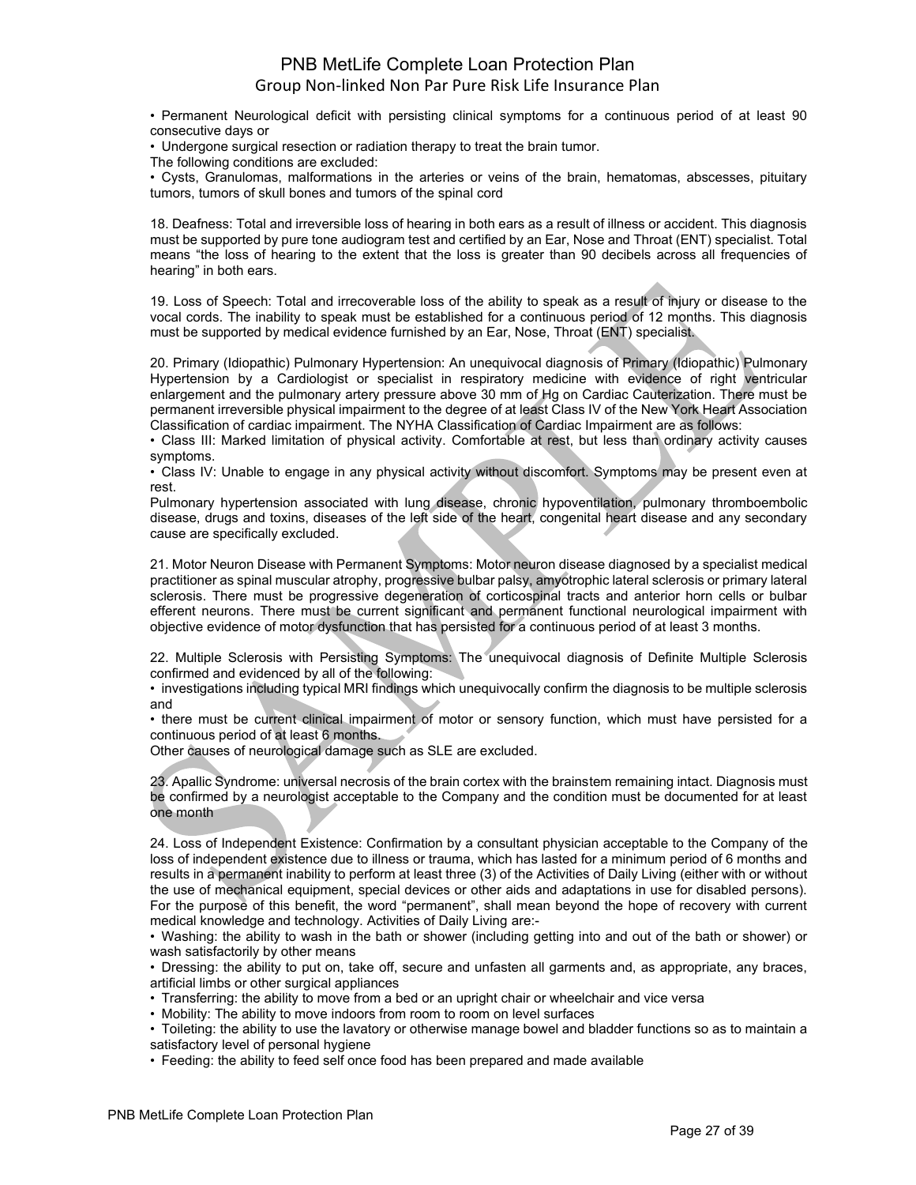• Permanent Neurological deficit with persisting clinical symptoms for a continuous period of at least 90 consecutive days or

• Undergone surgical resection or radiation therapy to treat the brain tumor.

The following conditions are excluded:

• Cysts, Granulomas, malformations in the arteries or veins of the brain, hematomas, abscesses, pituitary tumors, tumors of skull bones and tumors of the spinal cord

18. Deafness: Total and irreversible loss of hearing in both ears as a result of illness or accident. This diagnosis must be supported by pure tone audiogram test and certified by an Ear, Nose and Throat (ENT) specialist. Total means "the loss of hearing to the extent that the loss is greater than 90 decibels across all frequencies of hearing" in both ears.

19. Loss of Speech: Total and irrecoverable loss of the ability to speak as a result of injury or disease to the vocal cords. The inability to speak must be established for a continuous period of 12 months. This diagnosis must be supported by medical evidence furnished by an Ear, Nose, Throat (ENT) specialist.

20. Primary (Idiopathic) Pulmonary Hypertension: An unequivocal diagnosis of Primary (Idiopathic) Pulmonary Hypertension by a Cardiologist or specialist in respiratory medicine with evidence of right ventricular enlargement and the pulmonary artery pressure above 30 mm of Hg on Cardiac Cauterization. There must be permanent irreversible physical impairment to the degree of at least Class IV of the New York Heart Association Classification of cardiac impairment. The NYHA Classification of Cardiac Impairment are as follows:

• Class III: Marked limitation of physical activity. Comfortable at rest, but less than ordinary activity causes symptoms.

• Class IV: Unable to engage in any physical activity without discomfort. Symptoms may be present even at rest.

Pulmonary hypertension associated with lung disease, chronic hypoventilation, pulmonary thromboembolic disease, drugs and toxins, diseases of the left side of the heart, congenital heart disease and any secondary cause are specifically excluded.

21. Motor Neuron Disease with Permanent Symptoms: Motor neuron disease diagnosed by a specialist medical practitioner as spinal muscular atrophy, progressive bulbar palsy, amyotrophic lateral sclerosis or primary lateral sclerosis. There must be progressive degeneration of corticospinal tracts and anterior horn cells or bulbar efferent neurons. There must be current significant and permanent functional neurological impairment with objective evidence of motor dysfunction that has persisted for a continuous period of at least 3 months.

22. Multiple Sclerosis with Persisting Symptoms: The unequivocal diagnosis of Definite Multiple Sclerosis confirmed and evidenced by all of the following:

• investigations including typical MRI findings which unequivocally confirm the diagnosis to be multiple sclerosis and

• there must be current clinical impairment of motor or sensory function, which must have persisted for a continuous period of at least 6 months.

Other causes of neurological damage such as SLE are excluded.

23. Apallic Syndrome: universal necrosis of the brain cortex with the brainstem remaining intact. Diagnosis must be confirmed by a neurologist acceptable to the Company and the condition must be documented for at least one month

24. Loss of Independent Existence: Confirmation by a consultant physician acceptable to the Company of the loss of independent existence due to illness or trauma, which has lasted for a minimum period of 6 months and results in a permanent inability to perform at least three (3) of the Activities of Daily Living (either with or without the use of mechanical equipment, special devices or other aids and adaptations in use for disabled persons). For the purpose of this benefit, the word "permanent", shall mean beyond the hope of recovery with current medical knowledge and technology. Activities of Daily Living are:-

• Washing: the ability to wash in the bath or shower (including getting into and out of the bath or shower) or wash satisfactorily by other means

• Dressing: the ability to put on, take off, secure and unfasten all garments and, as appropriate, any braces, artificial limbs or other surgical appliances

• Transferring: the ability to move from a bed or an upright chair or wheelchair and vice versa

• Mobility: The ability to move indoors from room to room on level surfaces

• Toileting: the ability to use the lavatory or otherwise manage bowel and bladder functions so as to maintain a satisfactory level of personal hygiene

• Feeding: the ability to feed self once food has been prepared and made available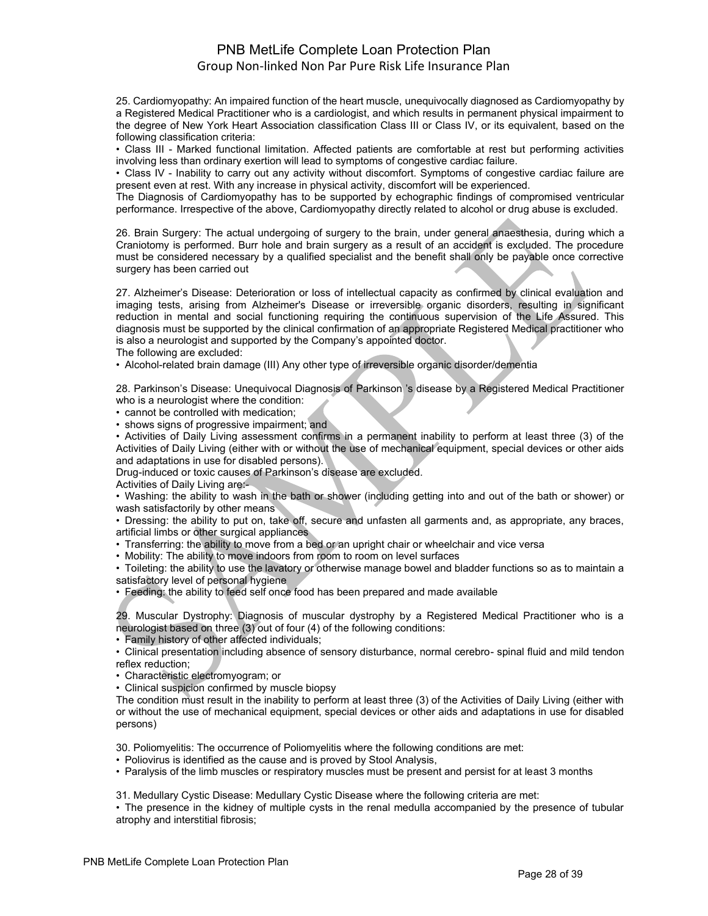25. Cardiomyopathy: An impaired function of the heart muscle, unequivocally diagnosed as Cardiomyopathy by a Registered Medical Practitioner who is a cardiologist, and which results in permanent physical impairment to the degree of New York Heart Association classification Class III or Class IV, or its equivalent, based on the following classification criteria:

• Class III - Marked functional limitation. Affected patients are comfortable at rest but performing activities involving less than ordinary exertion will lead to symptoms of congestive cardiac failure.

• Class IV - Inability to carry out any activity without discomfort. Symptoms of congestive cardiac failure are present even at rest. With any increase in physical activity, discomfort will be experienced.

The Diagnosis of Cardiomyopathy has to be supported by echographic findings of compromised ventricular performance. Irrespective of the above, Cardiomyopathy directly related to alcohol or drug abuse is excluded.

26. Brain Surgery: The actual undergoing of surgery to the brain, under general anaesthesia, during which a Craniotomy is performed. Burr hole and brain surgery as a result of an accident is excluded. The procedure must be considered necessary by a qualified specialist and the benefit shall only be payable once corrective surgery has been carried out

27. Alzheimer's Disease: Deterioration or loss of intellectual capacity as confirmed by clinical evaluation and imaging tests, arising from Alzheimer's Disease or irreversible organic disorders, resulting in significant reduction in mental and social functioning requiring the continuous supervision of the Life Assured. This diagnosis must be supported by the clinical confirmation of an appropriate Registered Medical practitioner who is also a neurologist and supported by the Company's appointed doctor.

The following are excluded:

• Alcohol-related brain damage (III) Any other type of irreversible organic disorder/dementia

28. Parkinson's Disease: Unequivocal Diagnosis of Parkinson 's disease by a Registered Medical Practitioner who is a neurologist where the condition:

• cannot be controlled with medication;

• shows signs of progressive impairment; and

• Activities of Daily Living assessment confirms in a permanent inability to perform at least three (3) of the Activities of Daily Living (either with or without the use of mechanical equipment, special devices or other aids and adaptations in use for disabled persons).

Drug-induced or toxic causes of Parkinson's disease are excluded.

Activities of Daily Living are:-

• Washing: the ability to wash in the bath or shower (including getting into and out of the bath or shower) or wash satisfactorily by other means

• Dressing: the ability to put on, take off, secure and unfasten all garments and, as appropriate, any braces, artificial limbs or other surgical appliances

• Transferring: the ability to move from a bed or an upright chair or wheelchair and vice versa

• Mobility: The ability to move indoors from room to room on level surfaces

• Toileting: the ability to use the lavatory or otherwise manage bowel and bladder functions so as to maintain a satisfactory level of personal hygiene

• Feeding: the ability to feed self once food has been prepared and made available

29. Muscular Dystrophy: Diagnosis of muscular dystrophy by a Registered Medical Practitioner who is a neurologist based on three (3) out of four (4) of the following conditions:

• Family history of other affected individuals;

• Clinical presentation including absence of sensory disturbance, normal cerebro- spinal fluid and mild tendon reflex reduction;

• Characteristic electromyogram; or

• Clinical suspicion confirmed by muscle biopsy

The condition must result in the inability to perform at least three (3) of the Activities of Daily Living (either with or without the use of mechanical equipment, special devices or other aids and adaptations in use for disabled persons)

30. Poliomyelitis: The occurrence of Poliomyelitis where the following conditions are met:

• Poliovirus is identified as the cause and is proved by Stool Analysis,

• Paralysis of the limb muscles or respiratory muscles must be present and persist for at least 3 months

31. Medullary Cystic Disease: Medullary Cystic Disease where the following criteria are met:

• The presence in the kidney of multiple cysts in the renal medulla accompanied by the presence of tubular atrophy and interstitial fibrosis;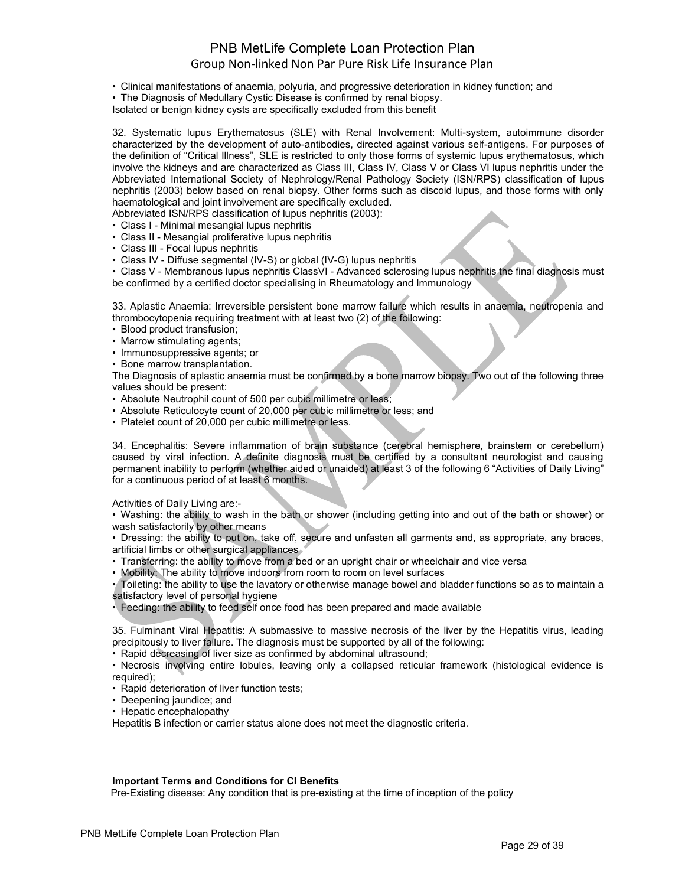• Clinical manifestations of anaemia, polyuria, and progressive deterioration in kidney function; and
• The Diagnosis of Medullary Cystic Disease is confirmed by renal biopsy.
Isolated or benign kidney cysts are specifically excluded from this benefit

32. Systematic lupus Erythematosus (SLE) with Renal Involvement: Multi-system, autoimmune disorder characterized by the development of auto-antibodies, directed against various self-antigens. For purposes of the definition of "Critical Illness", SLE is restricted to only those forms of systemic lupus erythematosus, which involve the kidneys and are characterized as Class III, Class IV, Class V or Class VI lupus nephritis under the Abbreviated International Society of Nephrology/Renal Pathology Society (ISN/RPS) classification of lupus nephritis (2003) below based on renal biopsy. Other forms such as discoid lupus, and those forms with only haematological and joint involvement are specifically excluded.
Abbreviated ISN/RPS classification of lupus nephritis (2003):
• Class I - Minimal mesangial lupus nephritis
• Class II - Mesangial proliferative lupus nephritis
• Class III - Focal lupus nephritis
• Class IV - Diffuse segmental (IV-S) or global (IV-G) lupus nephritis
• Class V - Membranous lupus nephritis ClassVI - Advanced sclerosing lupus nephritis the final diagnosis must be confirmed by a certified doctor specialising in Rheumatology and Immunology

33. Aplastic Anaemia: Irreversible persistent bone marrow failure which results in anaemia, neutropenia and thrombocytopenia requiring treatment with at least two (2) of the following:
• Blood product transfusion;
• Marrow stimulating agents;
• Immunosuppressive agents; or
• Bone marrow transplantation.
The Diagnosis of aplastic anaemia must be confirmed by a bone marrow biopsy. Two out of the following three values should be present:
• Absolute Neutrophil count of 500 per cubic millimetre or less;
• Absolute Reticulocyte count of 20,000 per cubic millimetre or less; and
• Platelet count of 20,000 per cubic millimetre or less.

34. Encephalitis: Severe inflammation of brain substance (cerebral hemisphere, brainstem or cerebellum) caused by viral infection. A definite diagnosis must be certified by a consultant neurologist and causing permanent inability to perform (whether aided or unaided) at least 3 of the following 6 "Activities of Daily Living" for a continuous period of at least 6 months.

Activities of Daily Living are:-
• Washing: the ability to wash in the bath or shower (including getting into and out of the bath or shower) or wash satisfactorily by other means
• Dressing: the ability to put on, take off, secure and unfasten all garments and, as appropriate, any braces, artificial limbs or other surgical appliances
• Transferring: the ability to move from a bed or an upright chair or wheelchair and vice versa
• Mobility: The ability to move indoors from room to room on level surfaces
• Toileting: the ability to use the lavatory or otherwise manage bowel and bladder functions so as to maintain a satisfactory level of personal hygiene
• Feeding: the ability to feed self once food has been prepared and made available

35. Fulminant Viral Hepatitis: A submassive to massive necrosis of the liver by the Hepatitis virus, leading precipitously to liver failure. The diagnosis must be supported by all of the following:
• Rapid decreasing of liver size as confirmed by abdominal ultrasound;
• Necrosis involving entire lobules, leaving only a collapsed reticular framework (histological evidence is required);
• Rapid deterioration of liver function tests;
• Deepening jaundice; and
• Hepatic encephalopathy
Hepatitis B infection or carrier status alone does not meet the diagnostic criteria.

**Important Terms and Conditions for CI Benefits**

Pre-Existing disease: Any condition that is pre-existing at the time of inception of the policy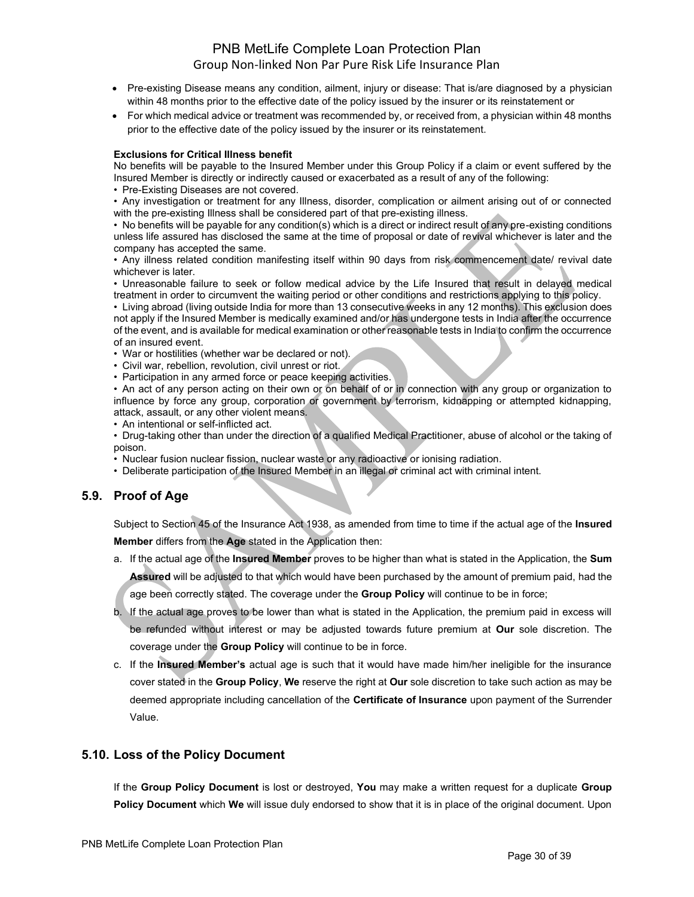- Pre-existing Disease means any condition, ailment, injury or disease: That is/are diagnosed by a physician within 48 months prior to the effective date of the policy issued by the insurer or its reinstatement or
- For which medical advice or treatment was recommended by, or received from, a physician within 48 months prior to the effective date of the policy issued by the insurer or its reinstatement.

**Exclusions for Critical Illness benefit**

No benefits will be payable to the Insured Member under this Group Policy if a claim or event suffered by the Insured Member is directly or indirectly caused or exacerbated as a result of any of the following:

- Pre-Existing Diseases are not covered.
- Any investigation or treatment for any Illness, disorder, complication or ailment arising out of or connected with the pre-existing Illness shall be considered part of that pre-existing illness.
- No benefits will be payable for any condition(s) which is a direct or indirect result of any pre-existing conditions unless life assured has disclosed the same at the time of proposal or date of revival whichever is later and the company has accepted the same.
- Any illness related condition manifesting itself within 90 days from risk commencement date/ revival date whichever is later.
- Unreasonable failure to seek or follow medical advice by the Life Insured that result in delayed medical treatment in order to circumvent the waiting period or other conditions and restrictions applying to this policy.
- Living abroad (living outside India for more than 13 consecutive weeks in any 12 months). This exclusion does not apply if the Insured Member is medically examined and/or has undergone tests in India after the occurrence of the event, and is available for medical examination or other reasonable tests in India to confirm the occurrence of an insured event.
- War or hostilities (whether war be declared or not).
- Civil war, rebellion, revolution, civil unrest or riot.
- Participation in any armed force or peace keeping activities.
- An act of any person acting on their own or on behalf of or in connection with any group or organization to influence by force any group, corporation or government by terrorism, kidnapping or attempted kidnapping, attack, assault, or any other violent means.
- An intentional or self-inflicted act.
- Drug-taking other than under the direction of a qualified Medical Practitioner, abuse of alcohol or the taking of poison.
- Nuclear fusion nuclear fission, nuclear waste or any radioactive or ionising radiation.
- Deliberate participation of the Insured Member in an illegal or criminal act with criminal intent.

## 5.9. Proof of Age

Subject to Section 45 of the Insurance Act 1938, as amended from time to time if the actual age of the **Insured Member** differs from the **Age** stated in the Application then:

a. If the actual age of the **Insured Member** proves to be higher than what is stated in the Application, the **Sum Assured** will be adjusted to that which would have been purchased by the amount of premium paid, had the age been correctly stated. The coverage under the **Group Policy** will continue to be in force;

b. If the actual age proves to be lower than what is stated in the Application, the premium paid in excess will be refunded without interest or may be adjusted towards future premium at **Our** sole discretion. The coverage under the **Group Policy** will continue to be in force.

c. If the **Insured Member's** actual age is such that it would have made him/her ineligible for the insurance cover stated in the **Group Policy**, **We** reserve the right at **Our** sole discretion to take such action as may be deemed appropriate including cancellation of the **Certificate of Insurance** upon payment of the Surrender Value.

## 5.10. Loss of the Policy Document

If the **Group Policy Document** is lost or destroyed, **You** may make a written request for a duplicate **Group Policy Document** which **We** will issue duly endorsed to show that it is in place of the original document. Upon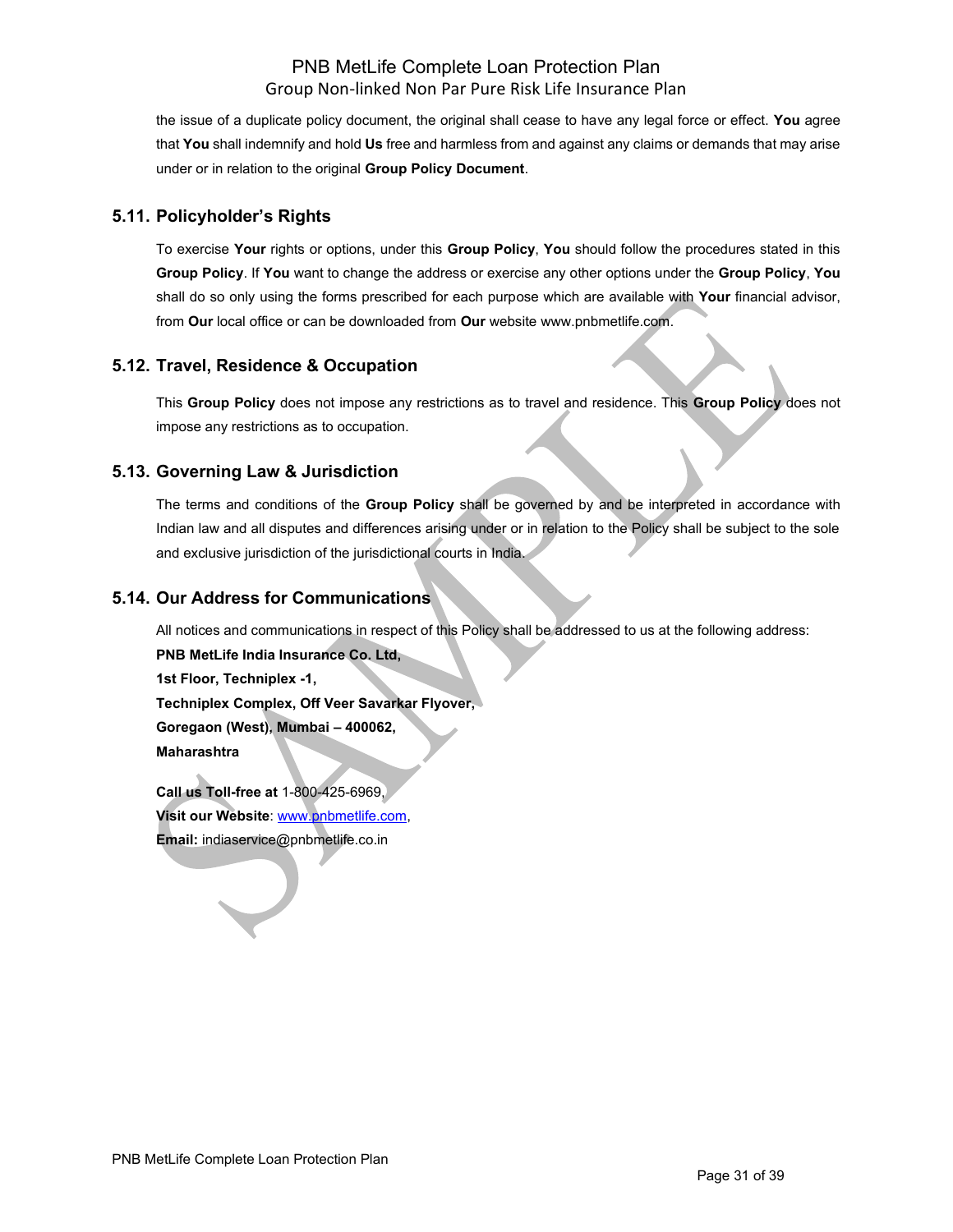the issue of a duplicate policy document, the original shall cease to have any legal force or effect. **You** agree that **You** shall indemnify and hold **Us** free and harmless from and against any claims or demands that may arise under or in relation to the original **Group Policy Document**.

## 5.11. Policyholder's Rights

To exercise **Your** rights or options, under this **Group Policy**, **You** should follow the procedures stated in this **Group Policy**. If **You** want to change the address or exercise any other options under the **Group Policy**, **You** shall do so only using the forms prescribed for each purpose which are available with **Your** financial advisor, from **Our** local office or can be downloaded from **Our** website www.pnbmetlife.com.

## 5.12. Travel, Residence & Occupation

This **Group Policy** does not impose any restrictions as to travel and residence. This **Group Policy** does not impose any restrictions as to occupation.

## 5.13. Governing Law & Jurisdiction

The terms and conditions of the **Group Policy** shall be governed by and be interpreted in accordance with Indian law and all disputes and differences arising under or in relation to the Policy shall be subject to the sole and exclusive jurisdiction of the jurisdictional courts in India.

## 5.14. Our Address for Communications

All notices and communications in respect of this Policy shall be addressed to us at the following address:

**PNB MetLife India Insurance Co. Ltd,**
**1st Floor, Techniplex -1,**
**Techniplex Complex, Off Veer Savarkar Flyover,**
**Goregaon (West), Mumbai – 400062,**
**Maharashtra**

**Call us Toll-free at** 1-800-425-6969,
**Visit our Website**: www.pnbmetlife.com,
**Email:** indiaservice@pnbmetlife.co.in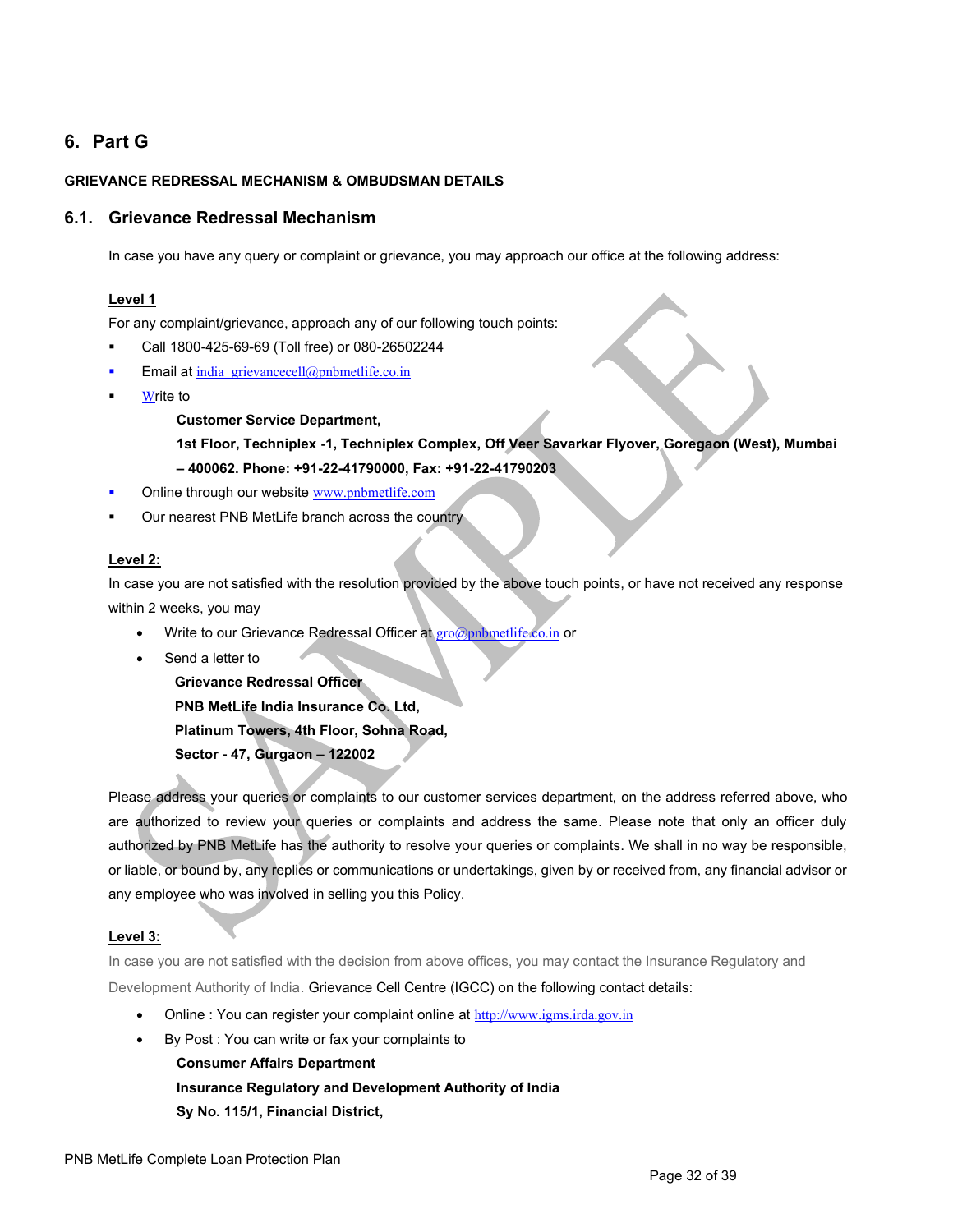# 6. Part G

**GRIEVANCE REDRESSAL MECHANISM & OMBUDSMAN DETAILS**

## 6.1. Grievance Redressal Mechanism

In case you have any query or complaint or grievance, you may approach our office at the following address:

**Level 1**

For any complaint/grievance, approach any of our following touch points:

- Call 1800-425-69-69 (Toll free) or 080-26502244
- Email at india_grievancecell@pnbmetlife.co.in
- Write to

  **Customer Service Department,**

  **1st Floor, Techniplex -1, Techniplex Complex, Off Veer Savarkar Flyover, Goregaon (West), Mumbai – 400062. Phone: +91-22-41790000, Fax: +91-22-41790203**
- Online through our website www.pnbmetlife.com
- Our nearest PNB MetLife branch across the country

**Level 2:**

In case you are not satisfied with the resolution provided by the above touch points, or have not received any response within 2 weeks, you may

- Write to our Grievance Redressal Officer at gro@pnbmetlife.co.in or
- Send a letter to

  **Grievance Redressal Officer**

  **PNB MetLife India Insurance Co. Ltd,**

  **Platinum Towers, 4th Floor, Sohna Road,**

  **Sector - 47, Gurgaon – 122002**

Please address your queries or complaints to our customer services department, on the address referred above, who are authorized to review your queries or complaints and address the same. Please note that only an officer duly authorized by PNB MetLife has the authority to resolve your queries or complaints. We shall in no way be responsible, or liable, or bound by, any replies or communications or undertakings, given by or received from, any financial advisor or any employee who was involved in selling you this Policy.

**Level 3:**

In case you are not satisfied with the decision from above offices, you may contact the Insurance Regulatory and Development Authority of India. Grievance Cell Centre (IGCC) on the following contact details:

- Online : You can register your complaint online at http://www.igms.irda.gov.in
- By Post : You can write or fax your complaints to

  **Consumer Affairs Department**

  **Insurance Regulatory and Development Authority of India**

  **Sy No. 115/1, Financial District,**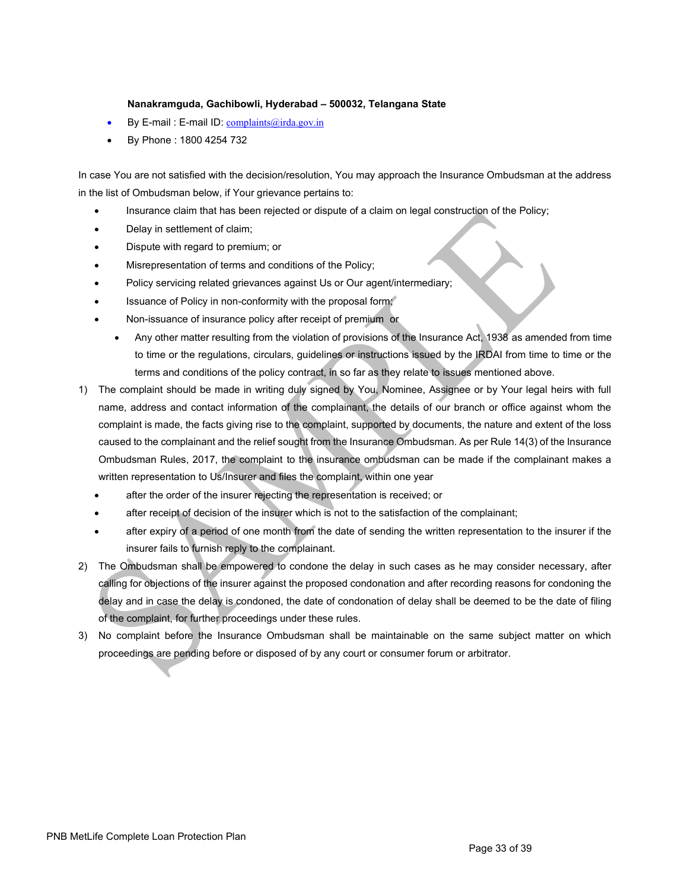**Nanakramguda, Gachibowli, Hyderabad – 500032, Telangana State**

- By E-mail : E-mail ID: complaints@irda.gov.in
- By Phone : 1800 4254 732

In case You are not satisfied with the decision/resolution, You may approach the Insurance Ombudsman at the address in the list of Ombudsman below, if Your grievance pertains to:

- Insurance claim that has been rejected or dispute of a claim on legal construction of the Policy;
- Delay in settlement of claim;
- Dispute with regard to premium; or
- Misrepresentation of terms and conditions of the Policy;
- Policy servicing related grievances against Us or Our agent/intermediary;
- Issuance of Policy in non-conformity with the proposal form;
- Non-issuance of insurance policy after receipt of premium or
  - Any other matter resulting from the violation of provisions of the Insurance Act, 1938 as amended from time to time or the regulations, circulars, guidelines or instructions issued by the IRDAI from time to time or the terms and conditions of the policy contract, in so far as they relate to issues mentioned above.

1) The complaint should be made in writing duly signed by You, Nominee, Assignee or by Your legal heirs with full name, address and contact information of the complainant, the details of our branch or office against whom the complaint is made, the facts giving rise to the complaint, supported by documents, the nature and extent of the loss caused to the complainant and the relief sought from the Insurance Ombudsman. As per Rule 14(3) of the Insurance Ombudsman Rules, 2017, the complaint to the insurance ombudsman can be made if the complainant makes a written representation to Us/Insurer and files the complaint, within one year
   - after the order of the insurer rejecting the representation is received; or
   - after receipt of decision of the insurer which is not to the satisfaction of the complainant;
   - after expiry of a period of one month from the date of sending the written representation to the insurer if the insurer fails to furnish reply to the complainant.
2) The Ombudsman shall be empowered to condone the delay in such cases as he may consider necessary, after calling for objections of the insurer against the proposed condonation and after recording reasons for condoning the delay and in case the delay is condoned, the date of condonation of delay shall be deemed to be the date of filing of the complaint, for further proceedings under these rules.
3) No complaint before the Insurance Ombudsman shall be maintainable on the same subject matter on which proceedings are pending before or disposed of by any court or consumer forum or arbitrator.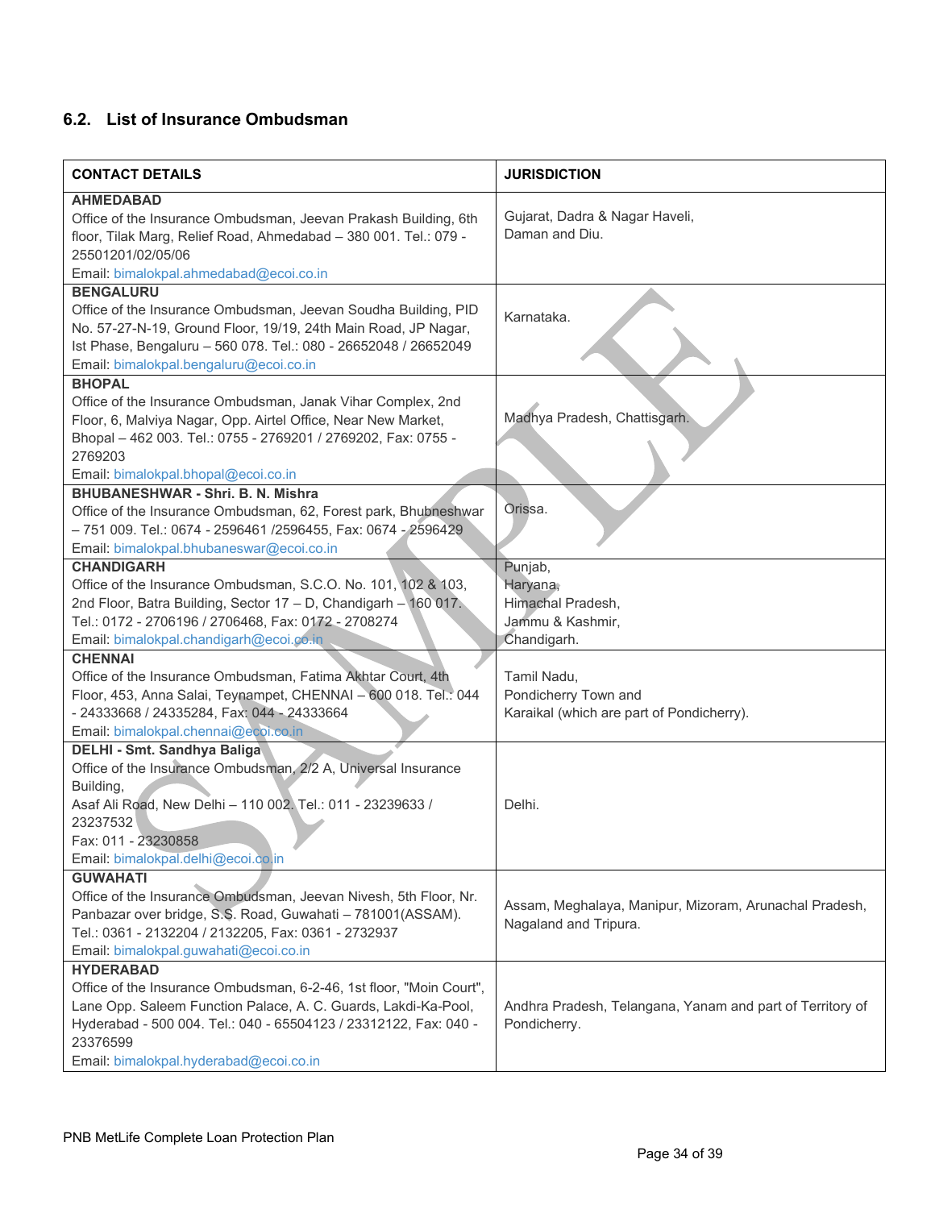## 6.2. List of Insurance Ombudsman

| CONTACT DETAILS | JURISDICTION |
|---|---|
| **AHMEDABAD**<br>Office of the Insurance Ombudsman, Jeevan Prakash Building, 6th floor, Tilak Marg, Relief Road, Ahmedabad – 380 001. Tel.: 079 - 25501201/02/05/06<br>Email: bimalokpal.ahmedabad@ecoi.co.in | Gujarat, Dadra & Nagar Haveli, Daman and Diu. |
| **BENGALURU**<br>Office of the Insurance Ombudsman, Jeevan Soudha Building, PID No. 57-27-N-19, Ground Floor, 19/19, 24th Main Road, JP Nagar, Ist Phase, Bengaluru – 560 078. Tel.: 080 - 26652048 / 26652049<br>Email: bimalokpal.bengaluru@ecoi.co.in | Karnataka. |
| **BHOPAL**<br>Office of the Insurance Ombudsman, Janak Vihar Complex, 2nd Floor, 6, Malviya Nagar, Opp. Airtel Office, Near New Market, Bhopal – 462 003. Tel.: 0755 - 2769201 / 2769202, Fax: 0755 - 2769203<br>Email: bimalokpal.bhopal@ecoi.co.in | Madhya Pradesh, Chattisgarh. |
| **BHUBANESHWAR - Shri. B. N. Mishra**<br>Office of the Insurance Ombudsman, 62, Forest park, Bhubneshwar – 751 009. Tel.: 0674 - 2596461 /2596455, Fax: 0674 - 2596429<br>Email: bimalokpal.bhubaneswar@ecoi.co.in | Orissa. |
| **CHANDIGARH**<br>Office of the Insurance Ombudsman, S.C.O. No. 101, 102 & 103, 2nd Floor, Batra Building, Sector 17 – D, Chandigarh – 160 017. Tel.: 0172 - 2706196 / 2706468, Fax: 0172 - 2708274<br>Email: bimalokpal.chandigarh@ecoi.co.in | Punjab,<br>Haryana,<br>Himachal Pradesh,<br>Jammu & Kashmir,<br>Chandigarh. |
| **CHENNAI**<br>Office of the Insurance Ombudsman, Fatima Akhtar Court, 4th Floor, 453, Anna Salai, Teynampet, CHENNAI – 600 018. Tel.: 044 - 24333668 / 24335284, Fax: 044 - 24333664<br>Email: bimalokpal.chennai@ecoi.co.in | Tamil Nadu,<br>Pondicherry Town and<br>Karaikal (which are part of Pondicherry). |
| **DELHI - Smt. Sandhya Baliga**<br>Office of the Insurance Ombudsman, 2/2 A, Universal Insurance Building,<br>Asaf Ali Road, New Delhi – 110 002. Tel.: 011 - 23239633 / 23237532<br>Fax: 011 - 23230858<br>Email: bimalokpal.delhi@ecoi.co.in | Delhi. |
| **GUWAHATI**<br>Office of the Insurance Ombudsman, Jeevan Nivesh, 5th Floor, Nr. Panbazar over bridge, S.S. Road, Guwahati – 781001(ASSAM). Tel.: 0361 - 2132204 / 2132205, Fax: 0361 - 2732937<br>Email: bimalokpal.guwahati@ecoi.co.in | Assam, Meghalaya, Manipur, Mizoram, Arunachal Pradesh, Nagaland and Tripura. |
| **HYDERABAD**<br>Office of the Insurance Ombudsman, 6-2-46, 1st floor, "Moin Court", Lane Opp. Saleem Function Palace, A. C. Guards, Lakdi-Ka-Pool, Hyderabad - 500 004. Tel.: 040 - 65504123 / 23312122, Fax: 040 - 23376599<br>Email: bimalokpal.hyderabad@ecoi.co.in | Andhra Pradesh, Telangana, Yanam and part of Territory of Pondicherry. |

PNB MetLife Complete Loan Protection Plan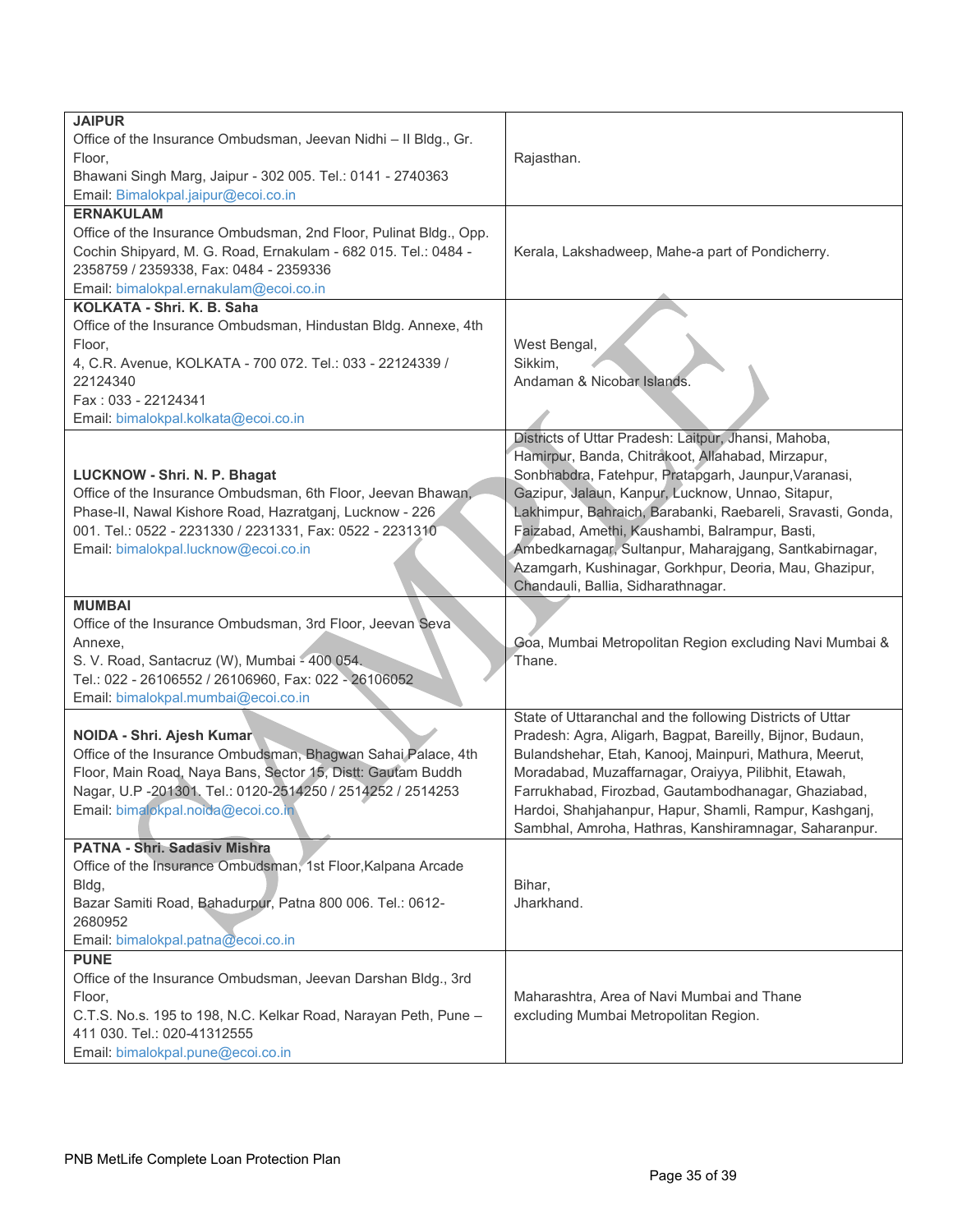| | |
|---|---|
| **JAIPUR**<br>Office of the Insurance Ombudsman, Jeevan Nidhi – II Bldg., Gr. Floor,<br>Bhawani Singh Marg, Jaipur - 302 005. Tel.: 0141 - 2740363<br>Email: Bimalokpal.jaipur@ecoi.co.in | Rajasthan. |
| **ERNAKULAM**<br>Office of the Insurance Ombudsman, 2nd Floor, Pulinat Bldg., Opp. Cochin Shipyard, M. G. Road, Ernakulam - 682 015. Tel.: 0484 - 2358759 / 2359338, Fax: 0484 - 2359336<br>Email: bimalokpal.ernakulam@ecoi.co.in | Kerala, Lakshadweep, Mahe-a part of Pondicherry. |
| **KOLKATA - Shri. K. B. Saha**<br>Office of the Insurance Ombudsman, Hindustan Bldg. Annexe, 4th Floor,<br>4, C.R. Avenue, KOLKATA - 700 072. Tel.: 033 - 22124339 / 22124340<br>Fax : 033 - 22124341<br>Email: bimalokpal.kolkata@ecoi.co.in | West Bengal,<br>Sikkim,<br>Andaman & Nicobar Islands. |
| **LUCKNOW - Shri. N. P. Bhagat**<br>Office of the Insurance Ombudsman, 6th Floor, Jeevan Bhawan, Phase-II, Nawal Kishore Road, Hazratganj, Lucknow - 226 001. Tel.: 0522 - 2231330 / 2231331, Fax: 0522 - 2231310<br>Email: bimalokpal.lucknow@ecoi.co.in | Districts of Uttar Pradesh: Laitpur, Jhansi, Mahoba, Hamirpur, Banda, Chitrakoot, Allahabad, Mirzapur, Sonbhabdra, Fatehpur, Pratapgarh, Jaunpur,Varanasi, Gazipur, Jalaun, Kanpur, Lucknow, Unnao, Sitapur, Lakhimpur, Bahraich, Barabanki, Raebareli, Sravasti, Gonda, Faizabad, Amethi, Kaushambi, Balrampur, Basti, Ambedkarnagar, Sultanpur, Maharajgang, Santkabirnagar, Azamgarh, Kushinagar, Gorkhpur, Deoria, Mau, Ghazipur, Chandauli, Ballia, Sidharathnagar. |
| **MUMBAI**<br>Office of the Insurance Ombudsman, 3rd Floor, Jeevan Seva Annexe,<br>S. V. Road, Santacruz (W), Mumbai - 400 054.<br>Tel.: 022 - 26106552 / 26106960, Fax: 022 - 26106052<br>Email: bimalokpal.mumbai@ecoi.co.in | Goa, Mumbai Metropolitan Region excluding Navi Mumbai & Thane. |
| **NOIDA - Shri. Ajesh Kumar**<br>Office of the Insurance Ombudsman, Bhagwan Sahai Palace, 4th Floor, Main Road, Naya Bans, Sector 15, Distt: Gautam Buddh Nagar, U.P -201301. Tel.: 0120-2514250 / 2514252 / 2514253<br>Email: bimalokpal.noida@ecoi.co.in | State of Uttaranchal and the following Districts of Uttar Pradesh: Agra, Aligarh, Bagpat, Bareilly, Bijnor, Budaun, Bulandshehar, Etah, Kanooj, Mainpuri, Mathura, Meerut, Moradabad, Muzaffarnagar, Oraiyya, Pilibhit, Etawah, Farrukhabad, Firozbad, Gautambodhanagar, Ghaziabad, Hardoi, Shahjahanpur, Hapur, Shamli, Rampur, Kashganj, Sambhal, Amroha, Hathras, Kanshiramnagar, Saharanpur. |
| **PATNA - Shri. Sadasiv Mishra**<br>Office of the Insurance Ombudsman, 1st Floor,Kalpana Arcade Bldg,<br>Bazar Samiti Road, Bahadurpur, Patna 800 006. Tel.: 0612-2680952<br>Email: bimalokpal.patna@ecoi.co.in | Bihar,<br>Jharkhand. |
| **PUNE**<br>Office of the Insurance Ombudsman, Jeevan Darshan Bldg., 3rd Floor,<br>C.T.S. No.s. 195 to 198, N.C. Kelkar Road, Narayan Peth, Pune – 411 030. Tel.: 020-41312555<br>Email: bimalokpal.pune@ecoi.co.in | Maharashtra, Area of Navi Mumbai and Thane excluding Mumbai Metropolitan Region. |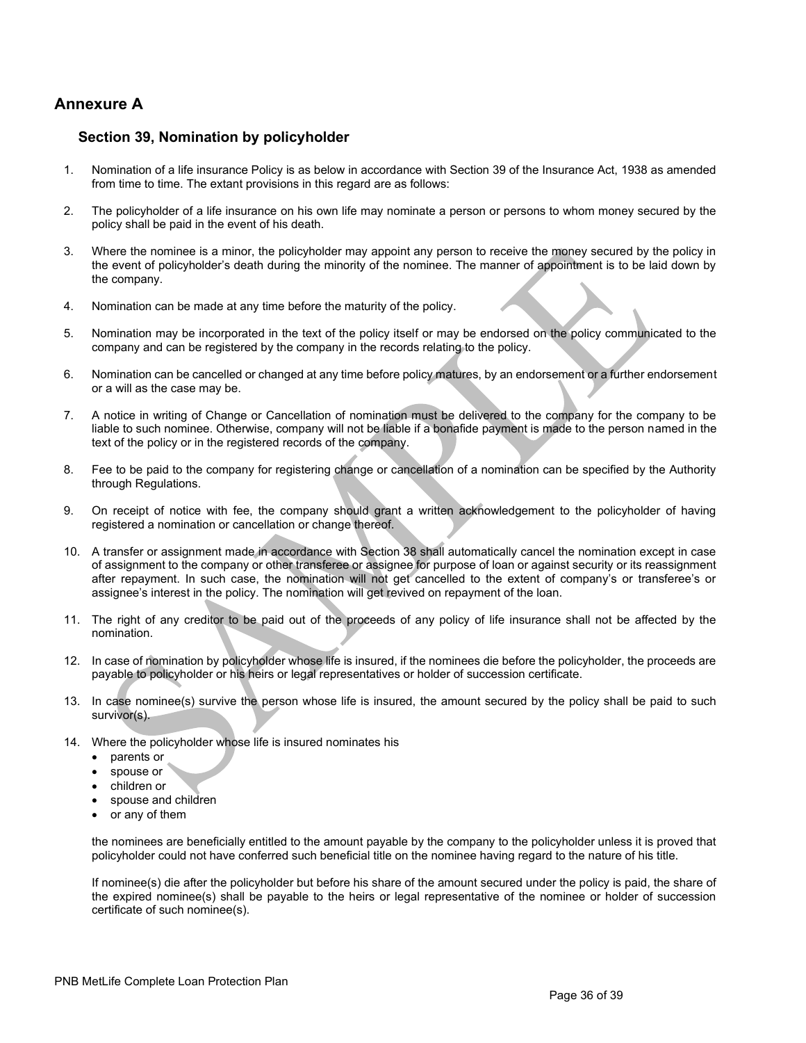## Annexure A

### Section 39, Nomination by policyholder

1. Nomination of a life insurance Policy is as below in accordance with Section 39 of the Insurance Act, 1938 as amended from time to time. The extant provisions in this regard are as follows:

2. The policyholder of a life insurance on his own life may nominate a person or persons to whom money secured by the policy shall be paid in the event of his death.

3. Where the nominee is a minor, the policyholder may appoint any person to receive the money secured by the policy in the event of policyholder's death during the minority of the nominee. The manner of appointment is to be laid down by the company.

4. Nomination can be made at any time before the maturity of the policy.

5. Nomination may be incorporated in the text of the policy itself or may be endorsed on the policy communicated to the company and can be registered by the company in the records relating to the policy.

6. Nomination can be cancelled or changed at any time before policy matures, by an endorsement or a further endorsement or a will as the case may be.

7. A notice in writing of Change or Cancellation of nomination must be delivered to the company for the company to be liable to such nominee. Otherwise, company will not be liable if a bonafide payment is made to the person named in the text of the policy or in the registered records of the company.

8. Fee to be paid to the company for registering change or cancellation of a nomination can be specified by the Authority through Regulations.

9. On receipt of notice with fee, the company should grant a written acknowledgement to the policyholder of having registered a nomination or cancellation or change thereof.

10. A transfer or assignment made in accordance with Section 38 shall automatically cancel the nomination except in case of assignment to the company or other transferee or assignee for purpose of loan or against security or its reassignment after repayment. In such case, the nomination will not get cancelled to the extent of company's or transferee's or assignee's interest in the policy. The nomination will get revived on repayment of the loan.

11. The right of any creditor to be paid out of the proceeds of any policy of life insurance shall not be affected by the nomination.

12. In case of nomination by policyholder whose life is insured, if the nominees die before the policyholder, the proceeds are payable to policyholder or his heirs or legal representatives or holder of succession certificate.

13. In case nominee(s) survive the person whose life is insured, the amount secured by the policy shall be paid to such survivor(s).

14. Where the policyholder whose life is insured nominates his
    - parents or
    - spouse or
    - children or
    - spouse and children
    - or any of them

    the nominees are beneficially entitled to the amount payable by the company to the policyholder unless it is proved that policyholder could not have conferred such beneficial title on the nominee having regard to the nature of his title.

    If nominee(s) die after the policyholder but before his share of the amount secured under the policy is paid, the share of the expired nominee(s) shall be payable to the heirs or legal representative of the nominee or holder of succession certificate of such nominee(s).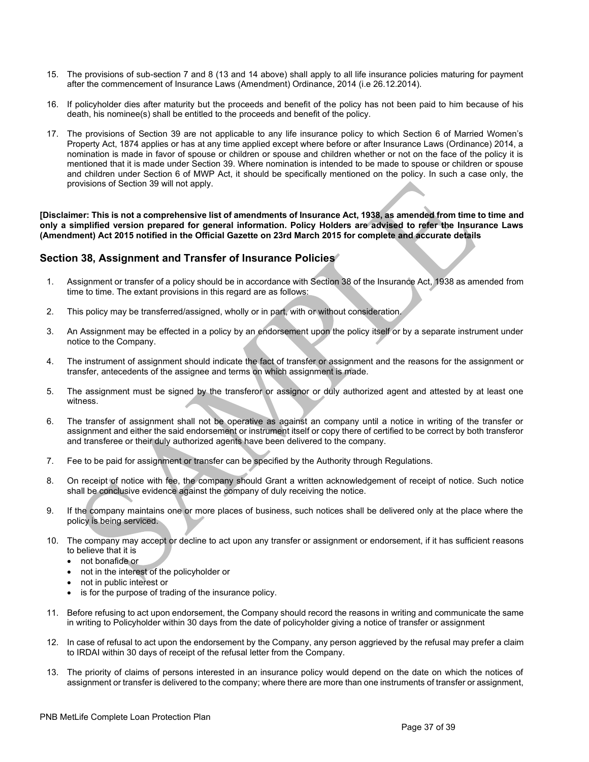15. The provisions of sub-section 7 and 8 (13 and 14 above) shall apply to all life insurance policies maturing for payment after the commencement of Insurance Laws (Amendment) Ordinance, 2014 (i.e 26.12.2014).

16. If policyholder dies after maturity but the proceeds and benefit of the policy has not been paid to him because of his death, his nominee(s) shall be entitled to the proceeds and benefit of the policy.

17. The provisions of Section 39 are not applicable to any life insurance policy to which Section 6 of Married Women's Property Act, 1874 applies or has at any time applied except where before or after Insurance Laws (Ordinance) 2014, a nomination is made in favor of spouse or children or spouse and children whether or not on the face of the policy it is mentioned that it is made under Section 39. Where nomination is intended to be made to spouse or children or spouse and children under Section 6 of MWP Act, it should be specifically mentioned on the policy. In such a case only, the provisions of Section 39 will not apply.

**[Disclaimer: This is not a comprehensive list of amendments of Insurance Act, 1938, as amended from time to time and only a simplified version prepared for general information. Policy Holders are advised to refer the Insurance Laws (Amendment) Act 2015 notified in the Official Gazette on 23rd March 2015 for complete and accurate details**

## Section 38, Assignment and Transfer of Insurance Policies

1. Assignment or transfer of a policy should be in accordance with Section 38 of the Insurance Act, 1938 as amended from time to time. The extant provisions in this regard are as follows:

2. This policy may be transferred/assigned, wholly or in part, with or without consideration.

3. An Assignment may be effected in a policy by an endorsement upon the policy itself or by a separate instrument under notice to the Company.

4. The instrument of assignment should indicate the fact of transfer or assignment and the reasons for the assignment or transfer, antecedents of the assignee and terms on which assignment is made.

5. The assignment must be signed by the transferor or assignor or duly authorized agent and attested by at least one witness.

6. The transfer of assignment shall not be operative as against an company until a notice in writing of the transfer or assignment and either the said endorsement or instrument itself or copy there of certified to be correct by both transferor and transferee or their duly authorized agents have been delivered to the company.

7. Fee to be paid for assignment or transfer can be specified by the Authority through Regulations.

8. On receipt of notice with fee, the company should Grant a written acknowledgement of receipt of notice. Such notice shall be conclusive evidence against the company of duly receiving the notice.

9. If the company maintains one or more places of business, such notices shall be delivered only at the place where the policy is being serviced.

10. The company may accept or decline to act upon any transfer or assignment or endorsement, if it has sufficient reasons to believe that it is
    - not bonafide or
    - not in the interest of the policyholder or
    - not in public interest or
    - is for the purpose of trading of the insurance policy.

11. Before refusing to act upon endorsement, the Company should record the reasons in writing and communicate the same in writing to Policyholder within 30 days from the date of policyholder giving a notice of transfer or assignment

12. In case of refusal to act upon the endorsement by the Company, any person aggrieved by the refusal may prefer a claim to IRDAI within 30 days of receipt of the refusal letter from the Company.

13. The priority of claims of persons interested in an insurance policy would depend on the date on which the notices of assignment or transfer is delivered to the company; where there are more than one instruments of transfer or assignment,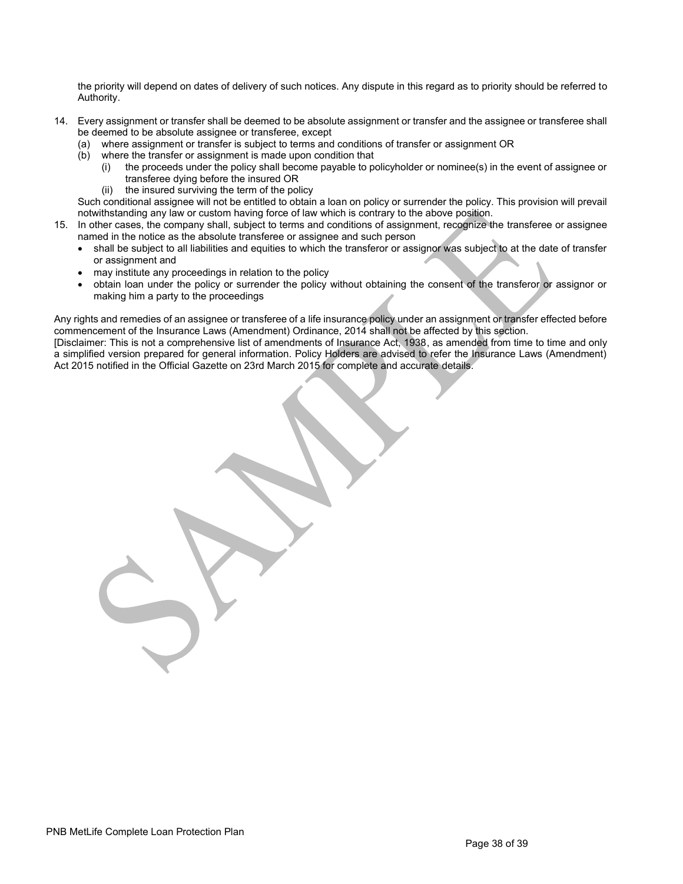the priority will depend on dates of delivery of such notices. Any dispute in this regard as to priority should be referred to Authority.

14. Every assignment or transfer shall be deemed to be absolute assignment or transfer and the assignee or transferee shall be deemed to be absolute assignee or transferee, except
    (a) where assignment or transfer is subject to terms and conditions of transfer or assignment OR
    (b) where the transfer or assignment is made upon condition that
        (i) the proceeds under the policy shall become payable to policyholder or nominee(s) in the event of assignee or transferee dying before the insured OR
        (ii) the insured surviving the term of the policy

    Such conditional assignee will not be entitled to obtain a loan on policy or surrender the policy. This provision will prevail notwithstanding any law or custom having force of law which is contrary to the above position.
15. In other cases, the company shall, subject to terms and conditions of assignment, recognize the transferee or assignee named in the notice as the absolute transferee or assignee and such person
    - shall be subject to all liabilities and equities to which the transferor or assignor was subject to at the date of transfer or assignment and
    - may institute any proceedings in relation to the policy
    - obtain loan under the policy or surrender the policy without obtaining the consent of the transferor or assignor or making him a party to the proceedings

Any rights and remedies of an assignee or transferee of a life insurance policy under an assignment or transfer effected before commencement of the Insurance Laws (Amendment) Ordinance, 2014 shall not be affected by this section.

[Disclaimer: This is not a comprehensive list of amendments of Insurance Act, 1938, as amended from time to time and only a simplified version prepared for general information. Policy Holders are advised to refer the Insurance Laws (Amendment) Act 2015 notified in the Official Gazette on 23rd March 2015 for complete and accurate details.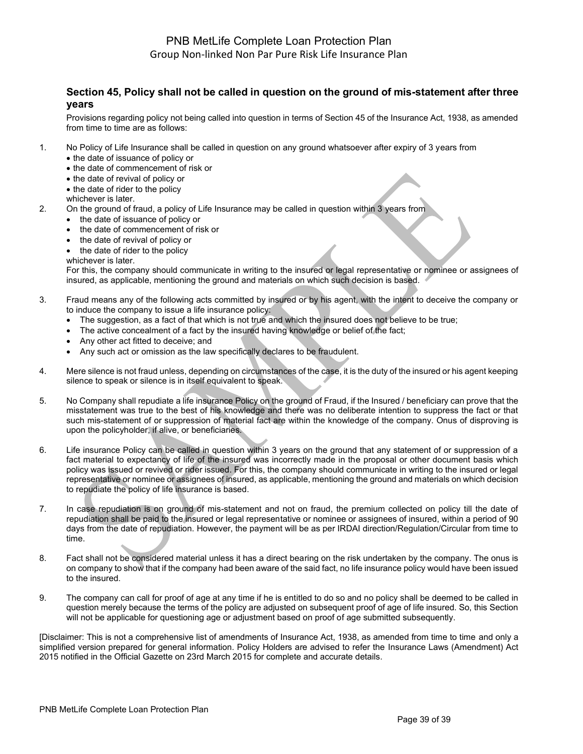## Section 45, Policy shall not be called in question on the ground of mis-statement after three years

Provisions regarding policy not being called into question in terms of Section 45 of the Insurance Act, 1938, as amended from time to time are as follows:

1. No Policy of Life Insurance shall be called in question on any ground whatsoever after expiry of 3 years from
   - the date of issuance of policy or
   - the date of commencement of risk or
   - the date of revival of policy or
   - the date of rider to the policy

   whichever is later.
2. On the ground of fraud, a policy of Life Insurance may be called in question within 3 years from
   - the date of issuance of policy or
   - the date of commencement of risk or
   - the date of revival of policy or
   - the date of rider to the policy

   whichever is later.

   For this, the company should communicate in writing to the insured or legal representative or nominee or assignees of insured, as applicable, mentioning the ground and materials on which such decision is based.
3. Fraud means any of the following acts committed by insured or by his agent, with the intent to deceive the company or to induce the company to issue a life insurance policy:
   - The suggestion, as a fact of that which is not true and which the insured does not believe to be true;
   - The active concealment of a fact by the insured having knowledge or belief of the fact;
   - Any other act fitted to deceive; and
   - Any such act or omission as the law specifically declares to be fraudulent.
4. Mere silence is not fraud unless, depending on circumstances of the case, it is the duty of the insured or his agent keeping silence to speak or silence is in itself equivalent to speak.
5. No Company shall repudiate a life insurance Policy on the ground of Fraud, if the Insured / beneficiary can prove that the misstatement was true to the best of his knowledge and there was no deliberate intention to suppress the fact or that such mis-statement of or suppression of material fact are within the knowledge of the company. Onus of disproving is upon the policyholder, if alive, or beneficiaries.
6. Life insurance Policy can be called in question within 3 years on the ground that any statement of or suppression of a fact material to expectancy of life of the insured was incorrectly made in the proposal or other document basis which policy was issued or revived or rider issued. For this, the company should communicate in writing to the insured or legal representative or nominee or assignees of insured, as applicable, mentioning the ground and materials on which decision to repudiate the policy of life insurance is based.
7. In case repudiation is on ground of mis-statement and not on fraud, the premium collected on policy till the date of repudiation shall be paid to the insured or legal representative or nominee or assignees of insured, within a period of 90 days from the date of repudiation. However, the payment will be as per IRDAI direction/Regulation/Circular from time to time.
8. Fact shall not be considered material unless it has a direct bearing on the risk undertaken by the company. The onus is on company to show that if the company had been aware of the said fact, no life insurance policy would have been issued to the insured.
9. The company can call for proof of age at any time if he is entitled to do so and no policy shall be deemed to be called in question merely because the terms of the policy are adjusted on subsequent proof of age of life insured. So, this Section will not be applicable for questioning age or adjustment based on proof of age submitted subsequently.

[Disclaimer: This is not a comprehensive list of amendments of Insurance Act, 1938, as amended from time to time and only a simplified version prepared for general information. Policy Holders are advised to refer the Insurance Laws (Amendment) Act 2015 notified in the Official Gazette on 23rd March 2015 for complete and accurate details.